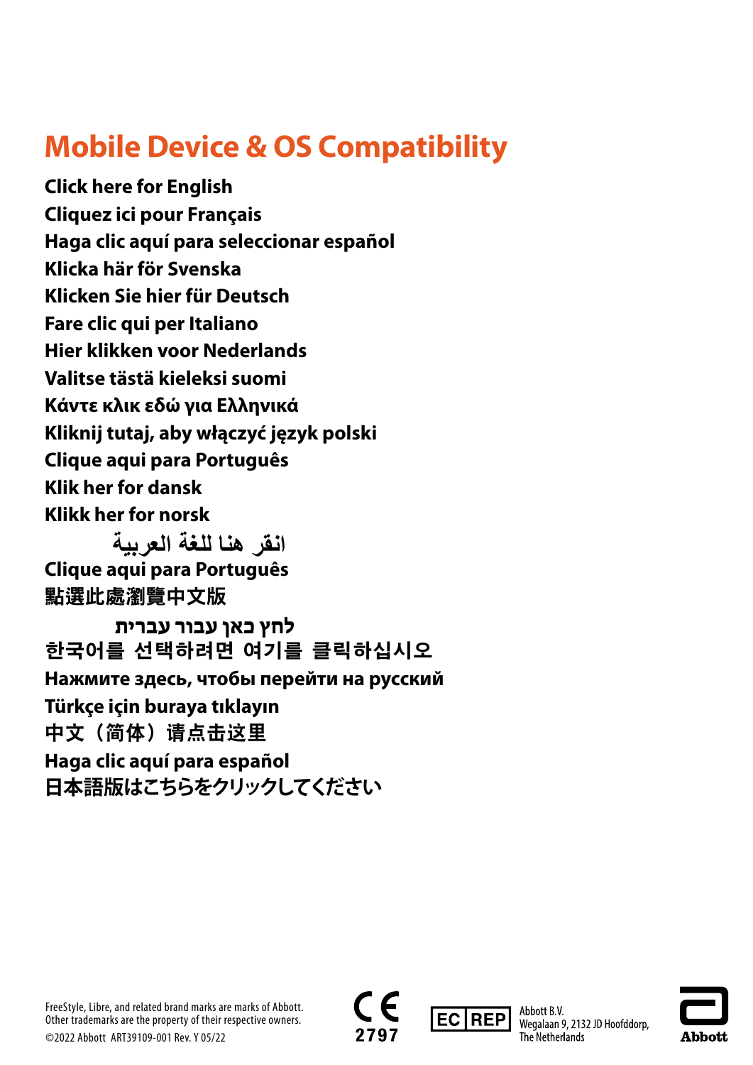# Mobile Device & OS Compatibility

**Click here for English**
**Cliquez ici pour Français**
**Haga clic aquí para seleccionar español**
**Klicka här för Svenska**
**Klicken Sie hier für Deutsch**
**Fare clic qui per Italiano**
**Hier klikken voor Nederlands**
**Valitse tästä kieleksi suomi**
**Κάντε κλικ εδώ για Ελληνικά**
**Kliknij tutaj, aby włączyć język polski**
**Clique aqui para Português**
**Klik her for dansk**
**Klikk her for norsk**
**انقر هنا للغة العربية**
**Clique aqui para Português**
**點選此處瀏覽中文版**
**לחץ כאן עבור עברית**
**한국어를 선택하려면 여기를 클릭하십시오**
**Нажмите здесь, чтобы перейти на русский**
**Türkçe için buraya tıklayın**
**中文（简体）请点击这里**
**Haga clic aquí para español**
**日本語版はこちらをクリックしてください**

FreeStyle, Libre, and related brand marks are marks of Abbott.
Other trademarks are the property of their respective owners.
©2022 Abbott ART39109-001 Rev. Y 05/22

CE 2797

EC REP Abbott B.V.
Wegalaan 9, 2132 JD Hoofddorp,
The Netherlands

Abbott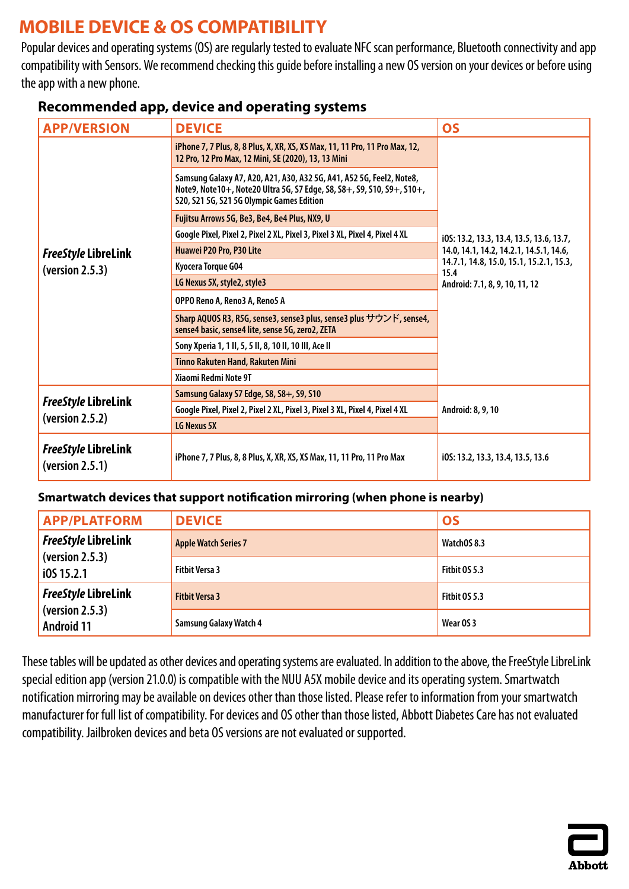# MOBILE DEVICE & OS COMPATIBILITY

Popular devices and operating systems (OS) are regularly tested to evaluate NFC scan performance, Bluetooth connectivity and app compatibility with Sensors. We recommend checking this guide before installing a new OS version on your devices or before using the app with a new phone.

## Recommended app, device and operating systems

| APP/VERSION | DEVICE | OS |
|---|---|---|
| *FreeStyle* LibreLink (version 2.5.3) | iPhone 7, 7 Plus, 8, 8 Plus, X, XR, XS, XS Max, 11, 11 Pro, 11 Pro Max, 12, 12 Pro, 12 Pro Max, 12 Mini, SE (2020), 13, 13 Mini | iOS: 13.2, 13.3, 13.4, 13.5, 13.6, 13.7, 14.0, 14.1, 14.2, 14.2.1, 14.5.1, 14.6, 14.7.1, 14.8, 15.0, 15.1, 15.2.1, 15.3, 15.4<br>Android: 7.1, 8, 9, 10, 11, 12 |
| | Samsung Galaxy A7, A20, A21, A30, A32 5G, A41, A52 5G, Feel2, Note8, Note9, Note10+, Note20 Ultra 5G, S7 Edge, S8, S8+, S9, S10, S9+, S10+, S20, S21 5G, S21 5G Olympic Games Edition | |
| | Fujitsu Arrows 5G, Be3, Be4, Be4 Plus, NX9, U | |
| | Google Pixel, Pixel 2, Pixel 2 XL, Pixel 3, Pixel 3 XL, Pixel 4, Pixel 4 XL | |
| | Huawei P20 Pro, P30 Lite | |
| | Kyocera Torque G04 | |
| | LG Nexus 5X, style2, style3 | |
| | OPPO Reno A, Reno3 A, Reno5 A | |
| | Sharp AQUOS R3, R5G, sense3, sense3 plus, sense3 plus サウンド, sense4, sense4 basic, sense4 lite, sense 5G, zero2, ZETA | |
| | Sony Xperia 1, 1 II, 5, 5 II, 8, 10 II, 10 III, Ace II | |
| | Tinno Rakuten Hand, Rakuten Mini | |
| | Xiaomi Redmi Note 9T | |
| *FreeStyle* LibreLink (version 2.5.2) | Samsung Galaxy S7 Edge, S8, S8+, S9, S10 | Android: 8, 9, 10 |
| | Google Pixel, Pixel 2, Pixel 2 XL, Pixel 3, Pixel 3 XL, Pixel 4, Pixel 4 XL | |
| | LG Nexus 5X | |
| *FreeStyle* LibreLink (version 2.5.1) | iPhone 7, 7 Plus, 8, 8 Plus, X, XR, XS, XS Max, 11, 11 Pro, 11 Pro Max | iOS: 13.2, 13.3, 13.4, 13.5, 13.6 |

## Smartwatch devices that support notification mirroring (when phone is nearby)

| APP/PLATFORM | DEVICE | OS |
|---|---|---|
| *FreeStyle* LibreLink (version 2.5.3) iOS 15.2.1 | Apple Watch Series 7 | WatchOS 8.3 |
| | Fitbit Versa 3 | Fitbit OS 5.3 |
| *FreeStyle* LibreLink (version 2.5.3) Android 11 | Fitbit Versa 3 | Fitbit OS 5.3 |
| | Samsung Galaxy Watch 4 | Wear OS 3 |

These tables will be updated as other devices and operating systems are evaluated. In addition to the above, the FreeStyle LibreLink special edition app (version 21.0.0) is compatible with the NUU A5X mobile device and its operating system. Smartwatch notification mirroring may be available on devices other than those listed. Please refer to information from your smartwatch manufacturer for full list of compatibility. For devices and OS other than those listed, Abbott Diabetes Care has not evaluated compatibility. Jailbroken devices and beta OS versions are not evaluated or supported.

Abbott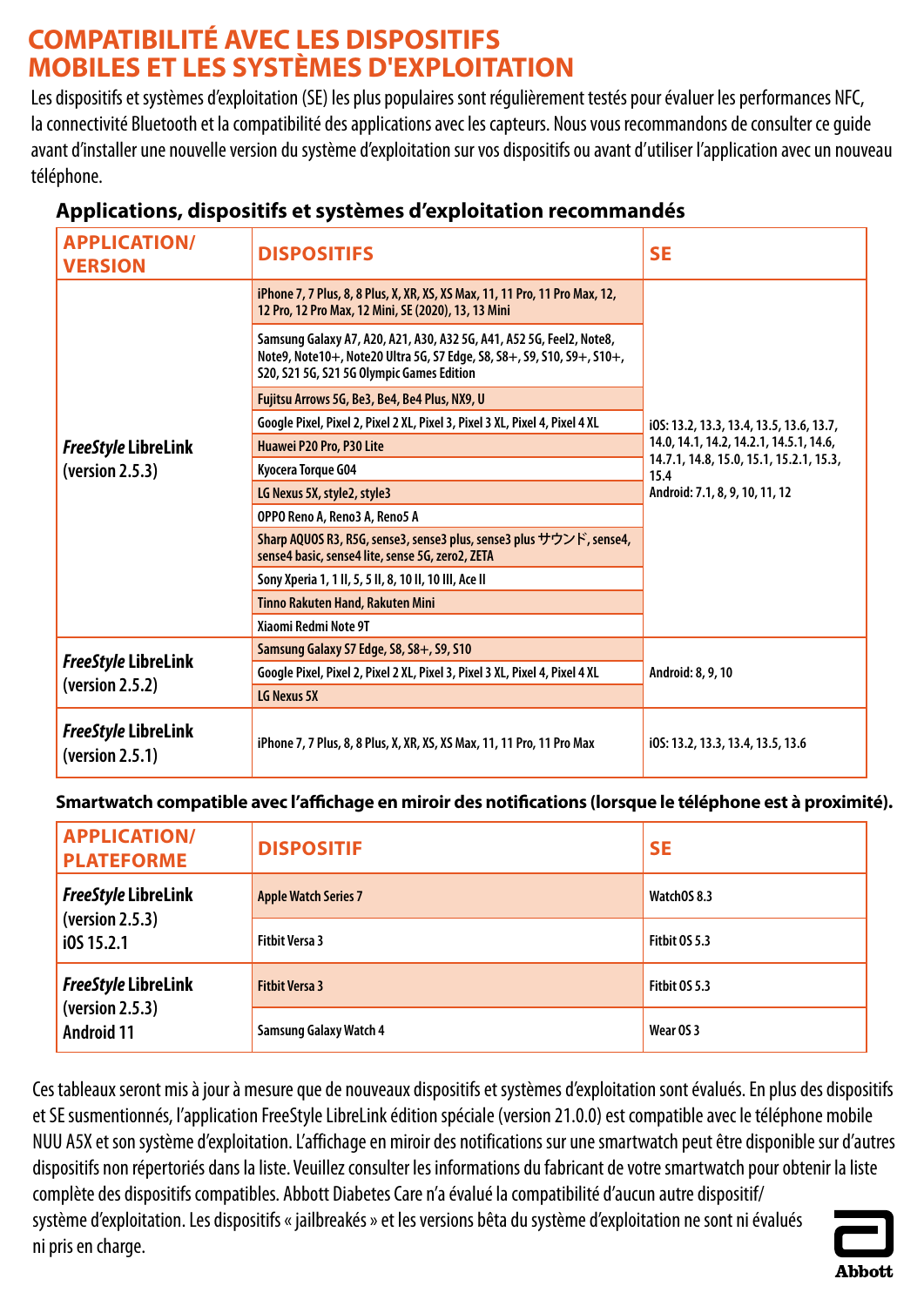# COMPATIBILITÉ AVEC LES DISPOSITIFS MOBILES ET LES SYSTÈMES D'EXPLOITATION

Les dispositifs et systèmes d'exploitation (SE) les plus populaires sont régulièrement testés pour évaluer les performances NFC, la connectivité Bluetooth et la compatibilité des applications avec les capteurs. Nous vous recommandons de consulter ce guide avant d'installer une nouvelle version du système d'exploitation sur vos dispositifs ou avant d'utiliser l'application avec un nouveau téléphone.

### Applications, dispositifs et systèmes d'exploitation recommandés

| APPLICATION/ VERSION | DISPOSITIFS | SE |
|---|---|---|
| *FreeStyle* LibreLink (version 2.5.3) | iPhone 7, 7 Plus, 8, 8 Plus, X, XR, XS, XS Max, 11, 11 Pro, 11 Pro Max, 12, 12 Pro, 12 Pro Max, 12 Mini, SE (2020), 13, 13 Mini | iOS: 13.2, 13.3, 13.4, 13.5, 13.6, 13.7, 14.0, 14.1, 14.2, 14.2.1, 14.5.1, 14.6, 14.7.1, 14.8, 15.0, 15.1, 15.2.1, 15.3, 15.4<br>Android: 7.1, 8, 9, 10, 11, 12 |
| | Samsung Galaxy A7, A20, A21, A30, A32 5G, A41, A52 5G, Feel2, Note8, Note9, Note10+, Note20 Ultra 5G, S7 Edge, S8, S8+, S9, S10, S9+, S10+, S20, S21 5G, S21 5G Olympic Games Edition | |
| | Fujitsu Arrows 5G, Be3, Be4, Be4 Plus, NX9, U | |
| | Google Pixel, Pixel 2, Pixel 2 XL, Pixel 3, Pixel 3 XL, Pixel 4, Pixel 4 XL | |
| | Huawei P20 Pro, P30 Lite | |
| | Kyocera Torque G04 | |
| | LG Nexus 5X, style2, style3 | |
| | OPPO Reno A, Reno3 A, Reno5 A | |
| | Sharp AQUOS R3, R5G, sense3, sense3 plus, sense3 plus サウンド, sense4, sense4 basic, sense4 lite, sense 5G, zero2, ZETA | |
| | Sony Xperia 1, 1 II, 5, 5 II, 8, 10 II, 10 III, Ace II | |
| | Tinno Rakuten Hand, Rakuten Mini | |
| | Xiaomi Redmi Note 9T | |
| *FreeStyle* LibreLink (version 2.5.2) | Samsung Galaxy S7 Edge, S8, S8+, S9, S10 | Android: 8, 9, 10 |
| | Google Pixel, Pixel 2, Pixel 2 XL, Pixel 3, Pixel 3 XL, Pixel 4, Pixel 4 XL | |
| | LG Nexus 5X | |
| *FreeStyle* LibreLink (version 2.5.1) | iPhone 7, 7 Plus, 8, 8 Plus, X, XR, XS, XS Max, 11, 11 Pro, 11 Pro Max | iOS: 13.2, 13.3, 13.4, 13.5, 13.6 |

### Smartwatch compatible avec l'affichage en miroir des notifications (lorsque le téléphone est à proximité).

| APPLICATION/ PLATEFORME | DISPOSITIF | SE |
|---|---|---|
| *FreeStyle* LibreLink (version 2.5.3) iOS 15.2.1 | Apple Watch Series 7 | WatchOS 8.3 |
| | Fitbit Versa 3 | Fitbit OS 5.3 |
| *FreeStyle* LibreLink (version 2.5.3) Android 11 | Fitbit Versa 3 | Fitbit OS 5.3 |
| | Samsung Galaxy Watch 4 | Wear OS 3 |

Ces tableaux seront mis à jour à mesure que de nouveaux dispositifs et systèmes d'exploitation sont évalués. En plus des dispositifs et SE susmentionnés, l'application FreeStyle LibreLink édition spéciale (version 21.0.0) est compatible avec le téléphone mobile NUU A5X et son système d'exploitation. L'affichage en miroir des notifications sur une smartwatch peut être disponible sur d'autres dispositifs non répertoriés dans la liste. Veuillez consulter les informations du fabricant de votre smartwatch pour obtenir la liste complète des dispositifs compatibles. Abbott Diabetes Care n'a évalué la compatibilité d'aucun autre dispositif/ système d'exploitation. Les dispositifs « jailbreakés » et les versions bêta du système d'exploitation ne sont ni évalués ni pris en charge.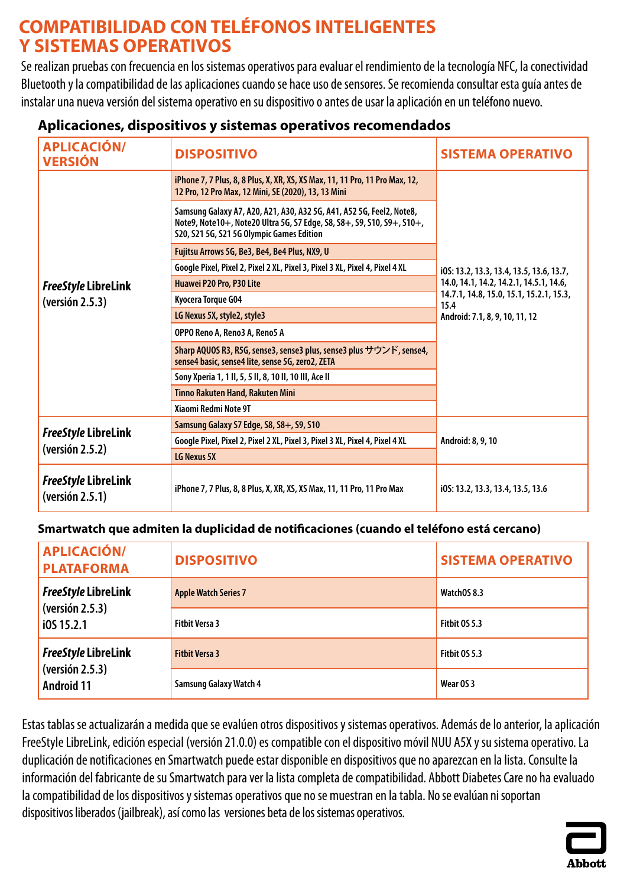# COMPATIBILIDAD CON TELÉFONOS INTELIGENTES Y SISTEMAS OPERATIVOS

Se realizan pruebas con frecuencia en los sistemas operativos para evaluar el rendimiento de la tecnología NFC, la conectividad Bluetooth y la compatibilidad de las aplicaciones cuando se hace uso de sensores. Se recomienda consultar esta guía antes de instalar una nueva versión del sistema operativo en su dispositivo o antes de usar la aplicación en un teléfono nuevo.

### Aplicaciones, dispositivos y sistemas operativos recomendados

| APLICACIÓN/ VERSIÓN | DISPOSITIVO | SISTEMA OPERATIVO |
|---|---|---|
| *FreeStyle* LibreLink (versión 2.5.3) | iPhone 7, 7 Plus, 8, 8 Plus, X, XR, XS, XS Max, 11, 11 Pro, 11 Pro Max, 12, 12 Pro, 12 Pro Max, 12 Mini, SE (2020), 13, 13 Mini | iOS: 13.2, 13.3, 13.4, 13.5, 13.6, 13.7, 14.0, 14.1, 14.2, 14.2.1, 14.5.1, 14.6, 14.7.1, 14.8, 15.0, 15.1, 15.2.1, 15.3, 15.4 Android: 7.1, 8, 9, 10, 11, 12 |
| | Samsung Galaxy A7, A20, A21, A30, A32 5G, A41, A52 5G, Feel2, Note8, Note9, Note10+, Note20 Ultra 5G, S7 Edge, S8, S8+, S9, S10, S9+, S10+, S20, S21 5G, S21 5G Olympic Games Edition | |
| | Fujitsu Arrows 5G, Be3, Be4, Be4 Plus, NX9, U | |
| | Google Pixel, Pixel 2, Pixel 2 XL, Pixel 3, Pixel 3 XL, Pixel 4, Pixel 4 XL | |
| | Huawei P20 Pro, P30 Lite | |
| | Kyocera Torque G04 | |
| | LG Nexus 5X, style2, style3 | |
| | OPPO Reno A, Reno3 A, Reno5 A | |
| | Sharp AQUOS R3, R5G, sense3, sense3 plus, sense3 plus サウンド, sense4, sense4 basic, sense4 lite, sense 5G, zero2, ZETA | |
| | Sony Xperia 1, 1 II, 5, 5 II, 8, 10 II, 10 III, Ace II | |
| | Tinno Rakuten Hand, Rakuten Mini | |
| | Xiaomi Redmi Note 9T | |
| *FreeStyle* LibreLink (versión 2.5.2) | Samsung Galaxy S7 Edge, S8, S8+, S9, S10 | Android: 8, 9, 10 |
| | Google Pixel, Pixel 2, Pixel 2 XL, Pixel 3, Pixel 3 XL, Pixel 4, Pixel 4 XL | |
| | LG Nexus 5X | |
| *FreeStyle* LibreLink (versión 2.5.1) | iPhone 7, 7 Plus, 8, 8 Plus, X, XR, XS, XS Max, 11, 11 Pro, 11 Pro Max | iOS: 13.2, 13.3, 13.4, 13.5, 13.6 |

### Smartwatch que admiten la duplicidad de notificaciones (cuando el teléfono está cercano)

| APLICACIÓN/ PLATAFORMA | DISPOSITIVO | SISTEMA OPERATIVO |
|---|---|---|
| *FreeStyle* LibreLink (versión 2.5.3) iOS 15.2.1 | Apple Watch Series 7 | WatchOS 8.3 |
| | Fitbit Versa 3 | Fitbit OS 5.3 |
| *FreeStyle* LibreLink (versión 2.5.3) Android 11 | Fitbit Versa 3 | Fitbit OS 5.3 |
| | Samsung Galaxy Watch 4 | Wear OS 3 |

Estas tablas se actualizarán a medida que se evalúen otros dispositivos y sistemas operativos. Además de lo anterior, la aplicación FreeStyle LibreLink, edición especial (versión 21.0.0) es compatible con el dispositivo móvil NUU A5X y su sistema operativo. La duplicación de notificaciones en Smartwatch puede estar disponible en dispositivos que no aparezcan en la lista. Consulte la información del fabricante de su Smartwatch para ver la lista completa de compatibilidad. Abbott Diabetes Care no ha evaluado la compatibilidad de los dispositivos y sistemas operativos que no se muestran en la tabla. No se evalúan ni soportan dispositivos liberados (jailbreak), así como las versiones beta de los sistemas operativos.

Abbott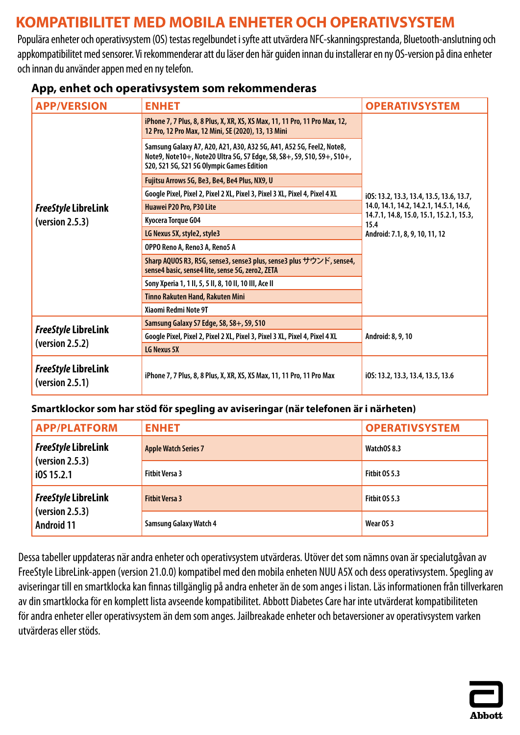# KOMPATIBILITET MED MOBILA ENHETER OCH OPERATIVSYSTEM

Populära enheter och operativsystem (OS) testas regelbundet i syfte att utvärdera NFC-skanningsprestanda, Bluetooth-anslutning och appkompatibilitet med sensorer. Vi rekommenderar att du läser den här guiden innan du installerar en ny OS-version på dina enheter och innan du använder appen med en ny telefon.

### App, enhet och operativsystem som rekommenderas

| APP/VERSION | ENHET | OPERATIVSYSTEM |
|---|---|---|
| *FreeStyle* LibreLink (version 2.5.3) | iPhone 7, 7 Plus, 8, 8 Plus, X, XR, XS, XS Max, 11, 11 Pro, 11 Pro Max, 12, 12 Pro, 12 Pro Max, 12 Mini, SE (2020), 13, 13 Mini | iOS: 13.2, 13.3, 13.4, 13.5, 13.6, 13.7, 14.0, 14.1, 14.2, 14.2.1, 14.5.1, 14.6, 14.7.1, 14.8, 15.0, 15.1, 15.2.1, 15.3, 15.4<br>Android: 7.1, 8, 9, 10, 11, 12 |
| | Samsung Galaxy A7, A20, A21, A30, A32 5G, A41, A52 5G, Feel2, Note8, Note9, Note10+, Note20 Ultra 5G, S7 Edge, S8, S8+, S9, S10, S9+, S10+, S20, S21 5G, S21 5G Olympic Games Edition | |
| | Fujitsu Arrows 5G, Be3, Be4, Be4 Plus, NX9, U | |
| | Google Pixel, Pixel 2, Pixel 2 XL, Pixel 3, Pixel 3 XL, Pixel 4, Pixel 4 XL | |
| | Huawei P20 Pro, P30 Lite | |
| | Kyocera Torque G04 | |
| | LG Nexus 5X, style2, style3 | |
| | OPPO Reno A, Reno3 A, Reno5 A | |
| | Sharp AQUOS R3, R5G, sense3, sense3 plus, sense3 plus サウンド, sense4, sense4 basic, sense4 lite, sense 5G, zero2, ZETA | |
| | Sony Xperia 1, 1 II, 5, 5 II, 8, 10 II, 10 III, Ace II | |
| | Tinno Rakuten Hand, Rakuten Mini | |
| | Xiaomi Redmi Note 9T | |
| *FreeStyle* LibreLink (version 2.5.2) | Samsung Galaxy S7 Edge, S8, S8+, S9, S10 | Android: 8, 9, 10 |
| | Google Pixel, Pixel 2, Pixel 2 XL, Pixel 3, Pixel 3 XL, Pixel 4, Pixel 4 XL | |
| | LG Nexus 5X | |
| *FreeStyle* LibreLink (version 2.5.1) | iPhone 7, 7 Plus, 8, 8 Plus, X, XR, XS, XS Max, 11, 11 Pro, 11 Pro Max | iOS: 13.2, 13.3, 13.4, 13.5, 13.6 |

### Smartklockor som har stöd för spegling av aviseringar (när telefonen är i närheten)

| APP/PLATFORM | ENHET | OPERATIVSYSTEM |
|---|---|---|
| *FreeStyle* LibreLink (version 2.5.3) iOS 15.2.1 | Apple Watch Series 7 | WatchOS 8.3 |
| | Fitbit Versa 3 | Fitbit OS 5.3 |
| *FreeStyle* LibreLink (version 2.5.3) Android 11 | Fitbit Versa 3 | Fitbit OS 5.3 |
| | Samsung Galaxy Watch 4 | Wear OS 3 |

Dessa tabeller uppdateras när andra enheter och operativsystem utvärderas. Utöver det som nämns ovan är specialutgåvan av FreeStyle LibreLink-appen (version 21.0.0) kompatibel med den mobila enheten NUU A5X och dess operativsystem. Spegling av aviseringar till en smartklocka kan finnas tillgänglig på andra enheter än de som anges i listan. Läs informationen från tillverkaren av din smartklocka för en komplett lista avseende kompatibilitet. Abbott Diabetes Care har inte utvärderat kompatibiliteten för andra enheter eller operativsystem än dem som anges. Jailbreakade enheter och betaversioner av operativsystem varken utvärderas eller stöds.

Abbott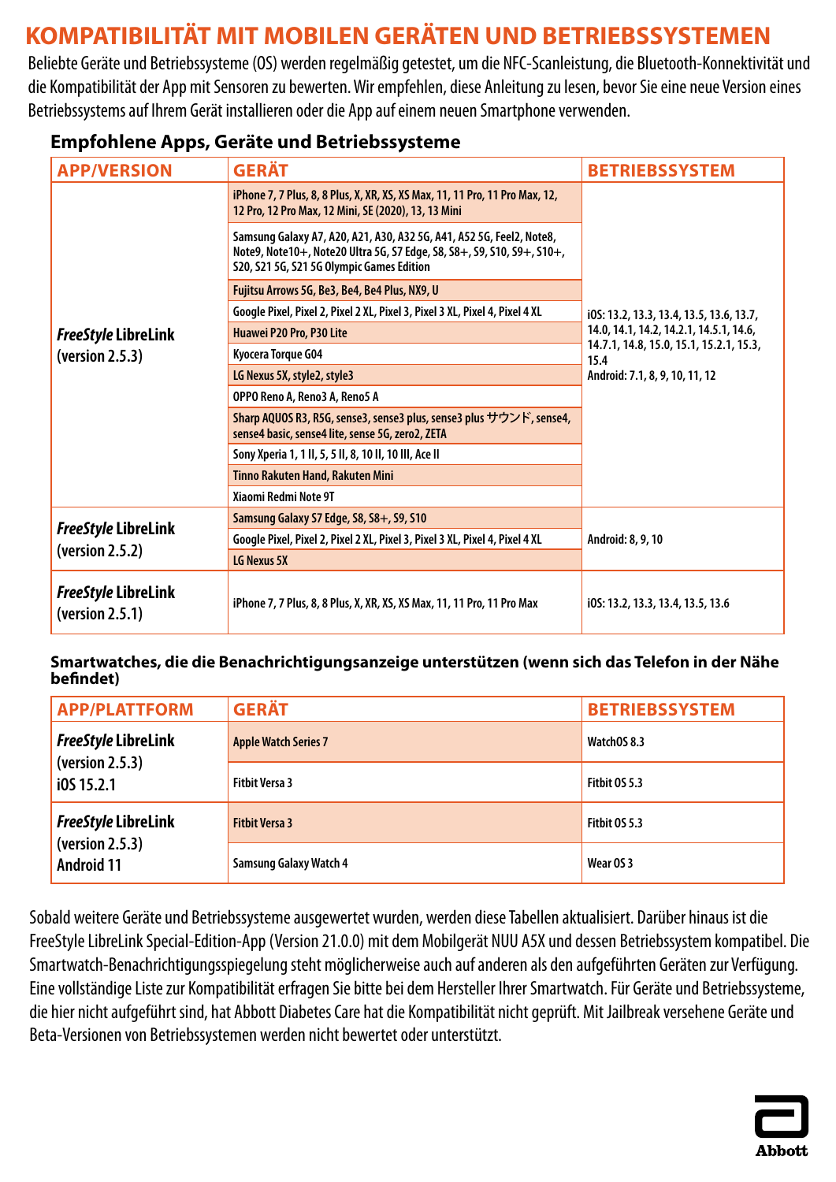# KOMPATIBILITÄT MIT MOBILEN GERÄTEN UND BETRIEBSSYSTEMEN

Beliebte Geräte und Betriebssysteme (OS) werden regelmäßig getestet, um die NFC-Scanleistung, die Bluetooth-Konnektivität und die Kompatibilität der App mit Sensoren zu bewerten. Wir empfehlen, diese Anleitung zu lesen, bevor Sie eine neue Version eines Betriebssystems auf Ihrem Gerät installieren oder die App auf einem neuen Smartphone verwenden.

## Empfohlene Apps, Geräte und Betriebssysteme

| APP/VERSION | GERÄT | BETRIEBSSYSTEM |
|---|---|---|
| *FreeStyle* LibreLink (version 2.5.3) | iPhone 7, 7 Plus, 8, 8 Plus, X, XR, XS, XS Max, 11, 11 Pro, 11 Pro Max, 12, 12 Pro, 12 Pro Max, 12 Mini, SE (2020), 13, 13 Mini | iOS: 13.2, 13.3, 13.4, 13.5, 13.6, 13.7, 14.0, 14.1, 14.2, 14.2.1, 14.5.1, 14.6, 14.7.1, 14.8, 15.0, 15.1, 15.2.1, 15.3, 15.4<br>Android: 7.1, 8, 9, 10, 11, 12 |
| | Samsung Galaxy A7, A20, A21, A30, A32 5G, A41, A52 5G, Feel2, Note8, Note9, Note10+, Note20 Ultra 5G, S7 Edge, S8, S8+, S9, S10, S9+, S10+, S20, S21 5G, S21 5G Olympic Games Edition | |
| | Fujitsu Arrows 5G, Be3, Be4, Be4 Plus, NX9, U | |
| | Google Pixel, Pixel 2, Pixel 2 XL, Pixel 3, Pixel 3 XL, Pixel 4, Pixel 4 XL | |
| | Huawei P20 Pro, P30 Lite | |
| | Kyocera Torque G04 | |
| | LG Nexus 5X, style2, style3 | |
| | OPPO Reno A, Reno3 A, Reno5 A | |
| | Sharp AQUOS R3, R5G, sense3, sense3 plus, sense3 plus サウンド, sense4, sense4 basic, sense4 lite, sense 5G, zero2, ZETA | |
| | Sony Xperia 1, 1 II, 5, 5 II, 8, 10 II, 10 III, Ace II | |
| | Tinno Rakuten Hand, Rakuten Mini | |
| | Xiaomi Redmi Note 9T | |
| *FreeStyle* LibreLink (version 2.5.2) | Samsung Galaxy S7 Edge, S8, S8+, S9, S10 | Android: 8, 9, 10 |
| | Google Pixel, Pixel 2, Pixel 2 XL, Pixel 3, Pixel 3 XL, Pixel 4, Pixel 4 XL | |
| | LG Nexus 5X | |
| *FreeStyle* LibreLink (version 2.5.1) | iPhone 7, 7 Plus, 8, 8 Plus, X, XR, XS, XS Max, 11, 11 Pro, 11 Pro Max | iOS: 13.2, 13.3, 13.4, 13.5, 13.6 |

## Smartwatches, die die Benachrichtigungsanzeige unterstützen (wenn sich das Telefon in der Nähe befindet)

| APP/PLATTFORM | GERÄT | BETRIEBSSYSTEM |
|---|---|---|
| *FreeStyle* LibreLink (version 2.5.3) iOS 15.2.1 | Apple Watch Series 7 | WatchOS 8.3 |
| | Fitbit Versa 3 | Fitbit OS 5.3 |
| *FreeStyle* LibreLink (version 2.5.3) Android 11 | Fitbit Versa 3 | Fitbit OS 5.3 |
| | Samsung Galaxy Watch 4 | Wear OS 3 |

Sobald weitere Geräte und Betriebssysteme ausgewertet wurden, werden diese Tabellen aktualisiert. Darüber hinaus ist die FreeStyle LibreLink Special-Edition-App (Version 21.0.0) mit dem Mobilgerät NUU A5X und dessen Betriebssystem kompatibel. Die Smartwatch-Benachrichtigungsspiegelung steht möglicherweise auch auf anderen als den aufgeführten Geräten zur Verfügung. Eine vollständige Liste zur Kompatibilität erfragen Sie bitte bei dem Hersteller Ihrer Smartwatch. Für Geräte und Betriebssysteme, die hier nicht aufgeführt sind, hat Abbott Diabetes Care hat die Kompatibilität nicht geprüft. Mit Jailbreak versehene Geräte und Beta-Versionen von Betriebssystemen werden nicht bewertet oder unterstützt.

Abbott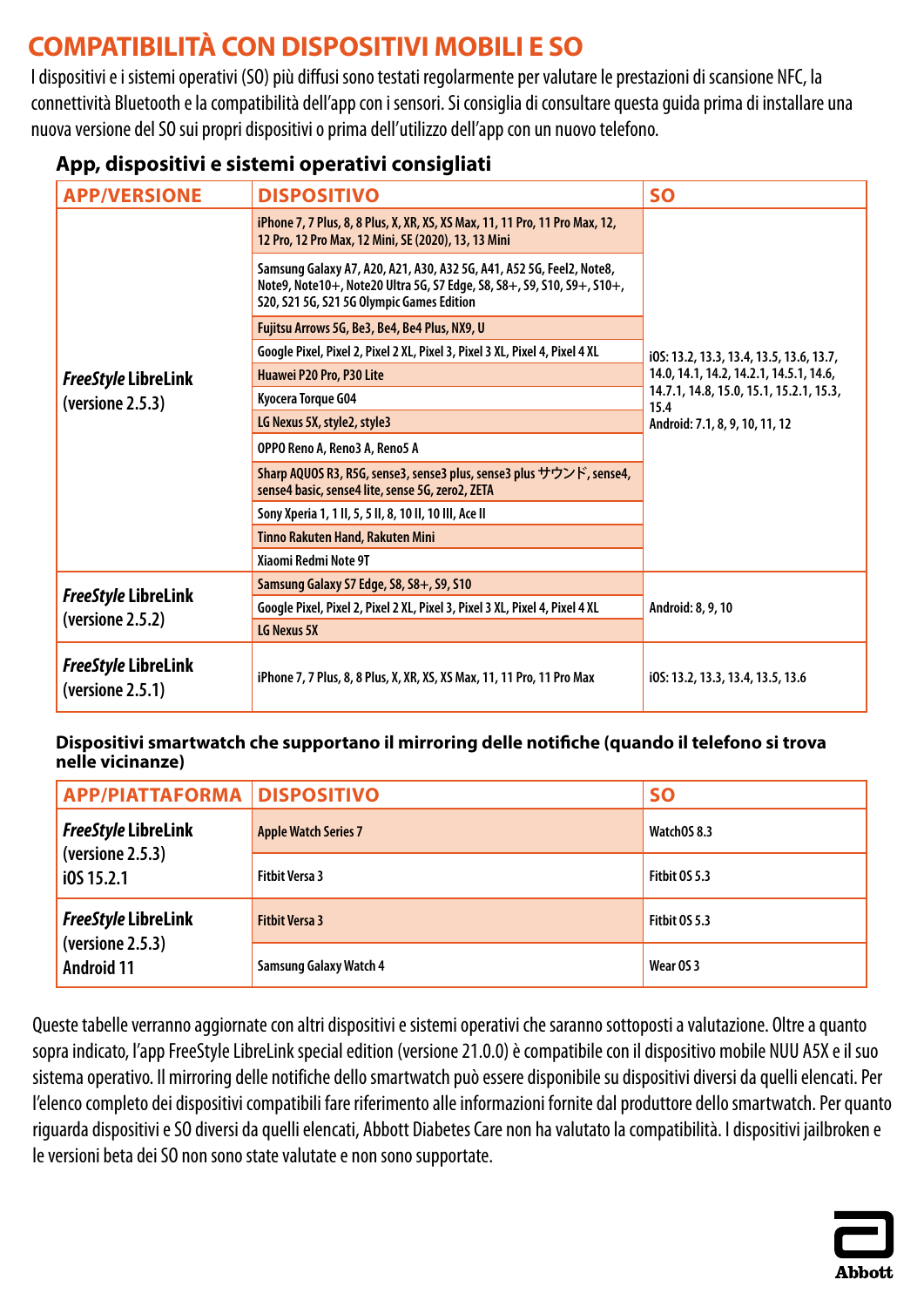# COMPATIBILITÀ CON DISPOSITIVI MOBILI E SO

I dispositivi e i sistemi operativi (SO) più diffusi sono testati regolarmente per valutare le prestazioni di scansione NFC, la connettività Bluetooth e la compatibilità dell'app con i sensori. Si consiglia di consultare questa guida prima di installare una nuova versione del SO sui propri dispositivi o prima dell'utilizzo dell'app con un nuovo telefono.

### App, dispositivi e sistemi operativi consigliati

| APP/VERSIONE | DISPOSITIVO | SO |
|---|---|---|
| *FreeStyle* LibreLink (versione 2.5.3) | iPhone 7, 7 Plus, 8, 8 Plus, X, XR, XS, XS Max, 11, 11 Pro, 11 Pro Max, 12, 12 Pro, 12 Pro Max, 12 Mini, SE (2020), 13, 13 Mini | iOS: 13.2, 13.3, 13.4, 13.5, 13.6, 13.7, 14.0, 14.1, 14.2, 14.2.1, 14.5.1, 14.6, 14.7.1, 14.8, 15.0, 15.1, 15.2.1, 15.3, 15.4<br>Android: 7.1, 8, 9, 10, 11, 12 |
| | Samsung Galaxy A7, A20, A21, A30, A32 5G, A41, A52 5G, Feel2, Note8, Note9, Note10+, Note20 Ultra 5G, S7 Edge, S8, S8+, S9, S10, S9+, S10+, S20, S21 5G, S21 5G Olympic Games Edition | |
| | Fujitsu Arrows 5G, Be3, Be4, Be4 Plus, NX9, U | |
| | Google Pixel, Pixel 2, Pixel 2 XL, Pixel 3, Pixel 3 XL, Pixel 4, Pixel 4 XL | |
| | Huawei P20 Pro, P30 Lite | |
| | Kyocera Torque G04 | |
| | LG Nexus 5X, style2, style3 | |
| | OPPO Reno A, Reno3 A, Reno5 A | |
| | Sharp AQUOS R3, R5G, sense3, sense3 plus, sense3 plus サウンド, sense4, sense4 basic, sense4 lite, sense 5G, zero2, ZETA | |
| | Sony Xperia 1, 1 II, 5, 5 II, 8, 10 II, 10 III, Ace II | |
| | Tinno Rakuten Hand, Rakuten Mini | |
| | Xiaomi Redmi Note 9T | |
| *FreeStyle* LibreLink (versione 2.5.2) | Samsung Galaxy S7 Edge, S8, S8+, S9, S10 | Android: 8, 9, 10 |
| | Google Pixel, Pixel 2, Pixel 2 XL, Pixel 3, Pixel 3 XL, Pixel 4, Pixel 4 XL | |
| | LG Nexus 5X | |
| *FreeStyle* LibreLink (versione 2.5.1) | iPhone 7, 7 Plus, 8, 8 Plus, X, XR, XS, XS Max, 11, 11 Pro, 11 Pro Max | iOS: 13.2, 13.3, 13.4, 13.5, 13.6 |

### Dispositivi smartwatch che supportano il mirroring delle notifiche (quando il telefono si trova nelle vicinanze)

| APP/PIATTAFORMA | DISPOSITIVO | SO |
|---|---|---|
| *FreeStyle* LibreLink (versione 2.5.3) iOS 15.2.1 | Apple Watch Series 7 | WatchOS 8.3 |
| | Fitbit Versa 3 | Fitbit OS 5.3 |
| *FreeStyle* LibreLink (versione 2.5.3) Android 11 | Fitbit Versa 3 | Fitbit OS 5.3 |
| | Samsung Galaxy Watch 4 | Wear OS 3 |

Queste tabelle verranno aggiornate con altri dispositivi e sistemi operativi che saranno sottoposti a valutazione. Oltre a quanto sopra indicato, l'app FreeStyle LibreLink special edition (versione 21.0.0) è compatibile con il dispositivo mobile NUU A5X e il suo sistema operativo. Il mirroring delle notifiche dello smartwatch può essere disponibile su dispositivi diversi da quelli elencati. Per l'elenco completo dei dispositivi compatibili fare riferimento alle informazioni fornite dal produttore dello smartwatch. Per quanto riguarda dispositivi e SO diversi da quelli elencati, Abbott Diabetes Care non ha valutato la compatibilità. I dispositivi jailbroken e le versioni beta dei SO non sono state valutate e non sono supportate.

Abbott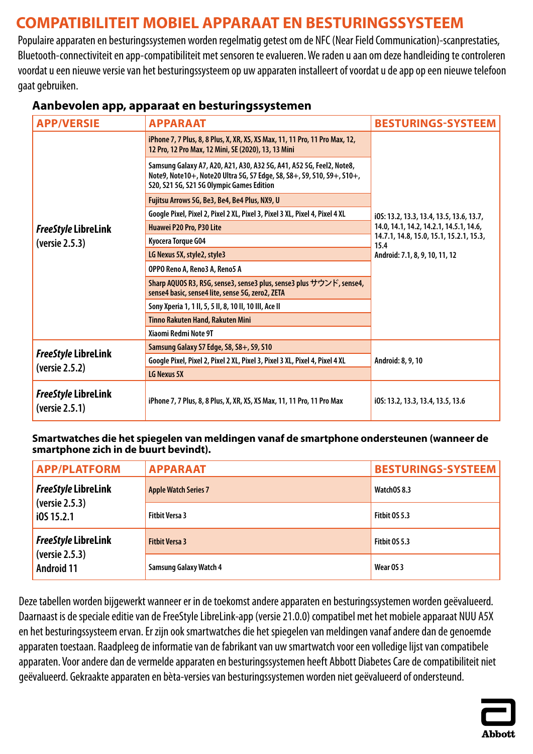# COMPATIBILITEIT MOBIEL APPARAAT EN BESTURINGSSYSTEEM

Populaire apparaten en besturingssystemen worden regelmatig getest om de NFC (Near Field Communication)-scanprestaties, Bluetooth-connectiviteit en app-compatibiliteit met sensoren te evalueren. We raden u aan om deze handleiding te controleren voordat u een nieuwe versie van het besturingssysteem op uw apparaten installeert of voordat u de app op een nieuwe telefoon gaat gebruiken.

### Aanbevolen app, apparaat en besturingssystemen

| APP/VERSIE | APPARAAT | BESTURINGS-SYSTEEM |
|---|---|---|
| *FreeStyle* LibreLink (versie 2.5.3) | iPhone 7, 7 Plus, 8, 8 Plus, X, XR, XS, XS Max, 11, 11 Pro, 11 Pro Max, 12, 12 Pro, 12 Pro Max, 12 Mini, SE (2020), 13, 13 Mini | iOS: 13.2, 13.3, 13.4, 13.5, 13.6, 13.7, 14.0, 14.1, 14.2, 14.2.1, 14.5.1, 14.6, 14.7.1, 14.8, 15.0, 15.1, 15.2.1, 15.3, 15.4<br>Android: 7.1, 8, 9, 10, 11, 12 |
| | Samsung Galaxy A7, A20, A21, A30, A32 5G, A41, A52 5G, Feel2, Note8, Note9, Note10+, Note20 Ultra 5G, S7 Edge, S8, S8+, S9, S10, S9+, S10+, S20, S21 5G, S21 5G Olympic Games Edition | |
| | Fujitsu Arrows 5G, Be3, Be4, Be4 Plus, NX9, U | |
| | Google Pixel, Pixel 2, Pixel 2 XL, Pixel 3, Pixel 3 XL, Pixel 4, Pixel 4 XL | |
| | Huawei P20 Pro, P30 Lite | |
| | Kyocera Torque G04 | |
| | LG Nexus 5X, style2, style3 | |
| | OPPO Reno A, Reno3 A, Reno5 A | |
| | Sharp AQUOS R3, R5G, sense3, sense3 plus, sense3 plus サウンド, sense4, sense4 basic, sense4 lite, sense 5G, zero2, ZETA | |
| | Sony Xperia 1, 1 II, 5, 5 II, 8, 10 II, 10 III, Ace II | |
| | Tinno Rakuten Hand, Rakuten Mini | |
| | Xiaomi Redmi Note 9T | |
| *FreeStyle* LibreLink (versie 2.5.2) | Samsung Galaxy S7 Edge, S8, S8+, S9, S10 | Android: 8, 9, 10 |
| | Google Pixel, Pixel 2, Pixel 2 XL, Pixel 3, Pixel 3 XL, Pixel 4, Pixel 4 XL | |
| | LG Nexus 5X | |
| *FreeStyle* LibreLink (versie 2.5.1) | iPhone 7, 7 Plus, 8, 8 Plus, X, XR, XS, XS Max, 11, 11 Pro, 11 Pro Max | iOS: 13.2, 13.3, 13.4, 13.5, 13.6 |

### Smartwatches die het spiegelen van meldingen vanaf de smartphone ondersteunen (wanneer de smartphone zich in de buurt bevindt).

| APP/PLATFORM | APPARAAT | BESTURINGS-SYSTEEM |
|---|---|---|
| *FreeStyle* LibreLink (versie 2.5.3) iOS 15.2.1 | Apple Watch Series 7 | WatchOS 8.3 |
| | Fitbit Versa 3 | Fitbit OS 5.3 |
| *FreeStyle* LibreLink (versie 2.5.3) Android 11 | Fitbit Versa 3 | Fitbit OS 5.3 |
| | Samsung Galaxy Watch 4 | Wear OS 3 |

Deze tabellen worden bijgewerkt wanneer er in de toekomst andere apparaten en besturingssystemen worden geëvalueerd. Daarnaast is de speciale editie van de FreeStyle LibreLink-app (versie 21.0.0) compatibel met het mobiele apparaat NUU A5X en het besturingssysteem ervan. Er zijn ook smartwatches die het spiegelen van meldingen vanaf andere dan de genoemde apparaten toestaan. Raadpleeg de informatie van de fabrikant van uw smartwatch voor een volledige lijst van compatibele apparaten. Voor andere dan de vermelde apparaten en besturingssystemen heeft Abbott Diabetes Care de compatibiliteit niet geëvalueerd. Gekraakte apparaten en bèta-versies van besturingssystemen worden niet geëvalueerd of ondersteund.

Abbott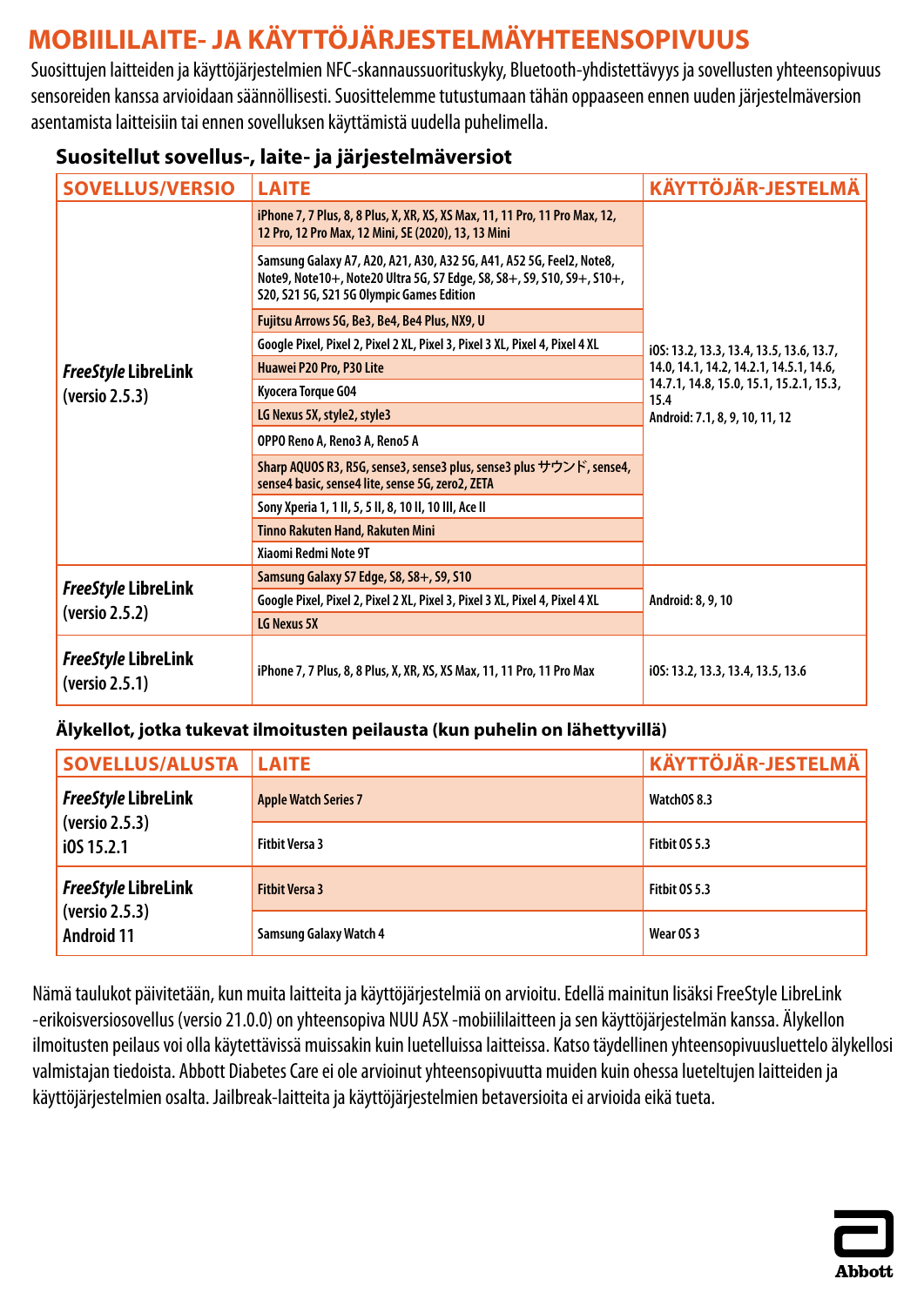# MOBIILILAITE- JA KÄYTTÖJÄRJESTELMÄYHTEENSOPIVUUS

Suosittujen laitteiden ja käyttöjärjestelmien NFC-skannaussuorituskyky, Bluetooth-yhdistettävyys ja sovellusten yhteensopivuus sensoreiden kanssa arvioidaan säännöllisesti. Suosittelemme tutustumaan tähän oppaaseen ennen uuden järjestelmäversion asentamista laitteisiin tai ennen sovelluksen käyttämistä uudella puhelimella.

### Suositellut sovellus-, laite- ja järjestelmäversiot

| SOVELLUS/VERSIO | LAITE | KÄYTTÖJÄR-JESTELMÄ |
|---|---|---|
| *FreeStyle* LibreLink (versio 2.5.3) | iPhone 7, 7 Plus, 8, 8 Plus, X, XR, XS, XS Max, 11, 11 Pro, 11 Pro Max, 12, 12 Pro, 12 Pro Max, 12 Mini, SE (2020), 13, 13 Mini | iOS: 13.2, 13.3, 13.4, 13.5, 13.6, 13.7, 14.0, 14.1, 14.2, 14.2.1, 14.5.1, 14.6, 14.7.1, 14.8, 15.0, 15.1, 15.2.1, 15.3, 15.4<br>Android: 7.1, 8, 9, 10, 11, 12 |
| | Samsung Galaxy A7, A20, A21, A30, A32 5G, A41, A52 5G, Feel2, Note8, Note9, Note10+, Note20 Ultra 5G, S7 Edge, S8, S8+, S9, S10, S9+, S10+, S20, S21 5G, S21 5G Olympic Games Edition | |
| | Fujitsu Arrows 5G, Be3, Be4, Be4 Plus, NX9, U | |
| | Google Pixel, Pixel 2, Pixel 2 XL, Pixel 3, Pixel 3 XL, Pixel 4, Pixel 4 XL | |
| | Huawei P20 Pro, P30 Lite | |
| | Kyocera Torque G04 | |
| | LG Nexus 5X, style2, style3 | |
| | OPPO Reno A, Reno3 A, Reno5 A | |
| | Sharp AQUOS R3, R5G, sense3, sense3 plus, sense3 plus サウンド, sense4, sense4 basic, sense4 lite, sense 5G, zero2, ZETA | |
| | Sony Xperia 1, 1 II, 5, 5 II, 8, 10 II, 10 III, Ace II | |
| | Tinno Rakuten Hand, Rakuten Mini | |
| | Xiaomi Redmi Note 9T | |
| *FreeStyle* LibreLink (versio 2.5.2) | Samsung Galaxy S7 Edge, S8, S8+, S9, S10 | Android: 8, 9, 10 |
| | Google Pixel, Pixel 2, Pixel 2 XL, Pixel 3, Pixel 3 XL, Pixel 4, Pixel 4 XL | |
| | LG Nexus 5X | |
| *FreeStyle* LibreLink (versio 2.5.1) | iPhone 7, 7 Plus, 8, 8 Plus, X, XR, XS, XS Max, 11, 11 Pro, 11 Pro Max | iOS: 13.2, 13.3, 13.4, 13.5, 13.6 |

### Älykellot, jotka tukevat ilmoitusten peilausta (kun puhelin on lähettyvillä)

| SOVELLUS/ALUSTA | LAITE | KÄYTTÖJÄR-JESTELMÄ |
|---|---|---|
| *FreeStyle* LibreLink (versio 2.5.3) iOS 15.2.1 | Apple Watch Series 7 | WatchOS 8.3 |
| | Fitbit Versa 3 | Fitbit OS 5.3 |
| *FreeStyle* LibreLink (versio 2.5.3) Android 11 | Fitbit Versa 3 | Fitbit OS 5.3 |
| | Samsung Galaxy Watch 4 | Wear OS 3 |

Nämä taulukot päivitetään, kun muita laitteita ja käyttöjärjestelmiä on arvioitu. Edellä mainitun lisäksi FreeStyle LibreLink -erikoisversiosovellus (versio 21.0.0) on yhteensopiva NUU A5X -mobiililaitteen ja sen käyttöjärjestelmän kanssa. Älykellon ilmoitusten peilaus voi olla käytettävissä muissakin kuin luetelluissa laitteissa. Katso täydellinen yhteensopivuusluettelo älykellosi valmistajan tiedoista. Abbott Diabetes Care ei ole arvioinut yhteensopivuutta muiden kuin ohessa lueteltujen laitteiden ja käyttöjärjestelmien osalta. Jailbreak-laitteita ja käyttöjärjestelmien betaversioita ei arvioida eikä tueta.

Abbott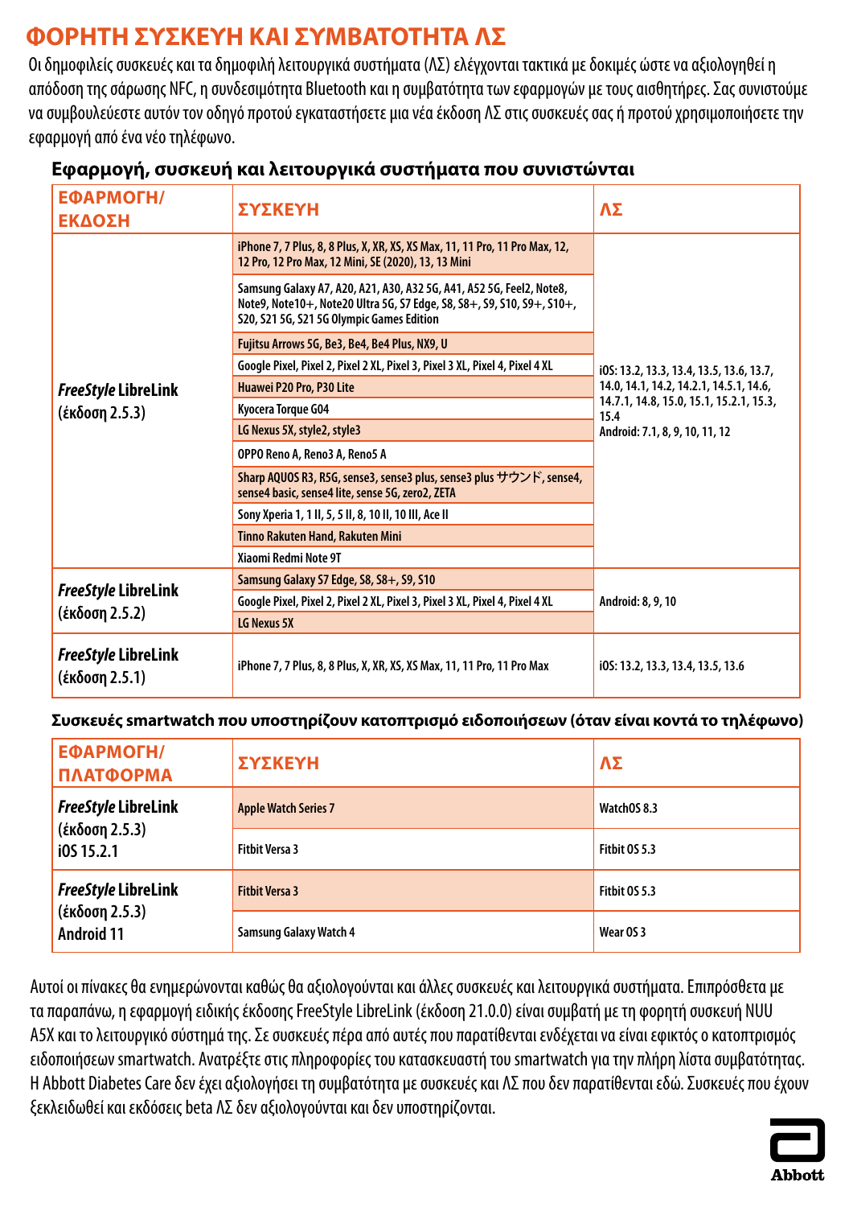# ΦΟΡΗΤΗ ΣΥΣΚΕΥΗ ΚΑΙ ΣΥΜΒΑΤΟΤΗΤΑ ΛΣ

Οι δημοφιλείς συσκευές και τα δημοφιλή λειτουργικά συστήματα (ΛΣ) ελέγχονται τακτικά με δοκιμές ώστε να αξιολογηθεί η απόδοση της σάρωσης NFC, η συνδεσιμότητα Bluetooth και η συμβατότητα των εφαρμογών με τους αισθητήρες. Σας συνιστούμε να συμβουλεύεστε αυτόν τον οδηγό προτού εγκαταστήσετε μια νέα έκδοση ΛΣ στις συσκευές σας ή προτού χρησιμοποιήσετε την εφαρμογή από ένα νέο τηλέφωνο.

### Εφαρμογή, συσκευή και λειτουργικά συστήματα που συνιστώνται

| ΕΦΑΡΜΟΓΗ/ ΕΚΔΟΣΗ | ΣΥΣΚΕΥΗ | ΛΣ |
|---|---|---|
| *FreeStyle* LibreLink (έκδοση 2.5.3) | iPhone 7, 7 Plus, 8, 8 Plus, X, XR, XS, XS Max, 11, 11 Pro, 11 Pro Max, 12, 12 Pro, 12 Pro Max, 12 Mini, SE (2020), 13, 13 Mini | iOS: 13.2, 13.3, 13.4, 13.5, 13.6, 13.7, 14.0, 14.1, 14.2, 14.2.1, 14.5.1, 14.6, 14.7.1, 14.8, 15.0, 15.1, 15.2.1, 15.3, 15.4<br>Android: 7.1, 8, 9, 10, 11, 12 |
| | Samsung Galaxy A7, A20, A21, A30, A32 5G, A41, A52 5G, Feel2, Note8, Note9, Note10+, Note20 Ultra 5G, S7 Edge, S8, S8+, S9, S10, S9+, S10+, S20, S21 5G, S21 5G Olympic Games Edition | |
| | Fujitsu Arrows 5G, Be3, Be4, Be4 Plus, NX9, U | |
| | Google Pixel, Pixel 2, Pixel 2 XL, Pixel 3, Pixel 3 XL, Pixel 4, Pixel 4 XL | |
| | Huawei P20 Pro, P30 Lite | |
| | Kyocera Torque G04 | |
| | LG Nexus 5X, style2, style3 | |
| | OPPO Reno A, Reno3 A, Reno5 A | |
| | Sharp AQUOS R3, R5G, sense3, sense3 plus, sense3 plus サウンド, sense4, sense4 basic, sense4 lite, sense 5G, zero2, ZETA | |
| | Sony Xperia 1, 1 II, 5, 5 II, 8, 10 II, 10 III, Ace II | |
| | Tinno Rakuten Hand, Rakuten Mini | |
| | Xiaomi Redmi Note 9T | |
| *FreeStyle* LibreLink (έκδοση 2.5.2) | Samsung Galaxy S7 Edge, S8, S8+, S9, S10 | Android: 8, 9, 10 |
| | Google Pixel, Pixel 2, Pixel 2 XL, Pixel 3, Pixel 3 XL, Pixel 4, Pixel 4 XL | |
| | LG Nexus 5X | |
| *FreeStyle* LibreLink (έκδοση 2.5.1) | iPhone 7, 7 Plus, 8, 8 Plus, X, XR, XS, XS Max, 11, 11 Pro, 11 Pro Max | iOS: 13.2, 13.3, 13.4, 13.5, 13.6 |

### Συσκευές smartwatch που υποστηρίζουν κατοπτρισμό ειδοποιήσεων (όταν είναι κοντά το τηλέφωνο)

| ΕΦΑΡΜΟΓΗ/ ΠΛΑΤΦΟΡΜΑ | ΣΥΣΚΕΥΗ | ΛΣ |
|---|---|---|
| *FreeStyle* LibreLink (έκδοση 2.5.3) iOS 15.2.1 | Apple Watch Series 7 | WatchOS 8.3 |
| | Fitbit Versa 3 | Fitbit OS 5.3 |
| *FreeStyle* LibreLink (έκδοση 2.5.3) Android 11 | Fitbit Versa 3 | Fitbit OS 5.3 |
| | Samsung Galaxy Watch 4 | Wear OS 3 |

Αυτοί οι πίνακες θα ενημερώνονται καθώς θα αξιολογούνται και άλλες συσκευές και λειτουργικά συστήματα. Επιπρόσθετα με τα παραπάνω, η εφαρμογή ειδικής έκδοσης FreeStyle LibreLink (έκδοση 21.0.0) είναι συμβατή με τη φορητή συσκευή NUU A5X και το λειτουργικό σύστημά της. Σε συσκευές πέρα από αυτές που παρατίθενται ενδέχεται να είναι εφικτός ο κατοπτρισμός ειδοποιήσεων smartwatch. Ανατρέξτε στις πληροφορίες του κατασκευαστή του smartwatch για την πλήρη λίστα συμβατότητας. Η Abbott Diabetes Care δεν έχει αξιολογήσει τη συμβατότητα με συσκευές και ΛΣ που δεν παρατίθενται εδώ. Συσκευές που έχουν ξεκλειδωθεί και εκδόσεις beta ΛΣ δεν αξιολογούνται και δεν υποστηρίζονται.

Abbott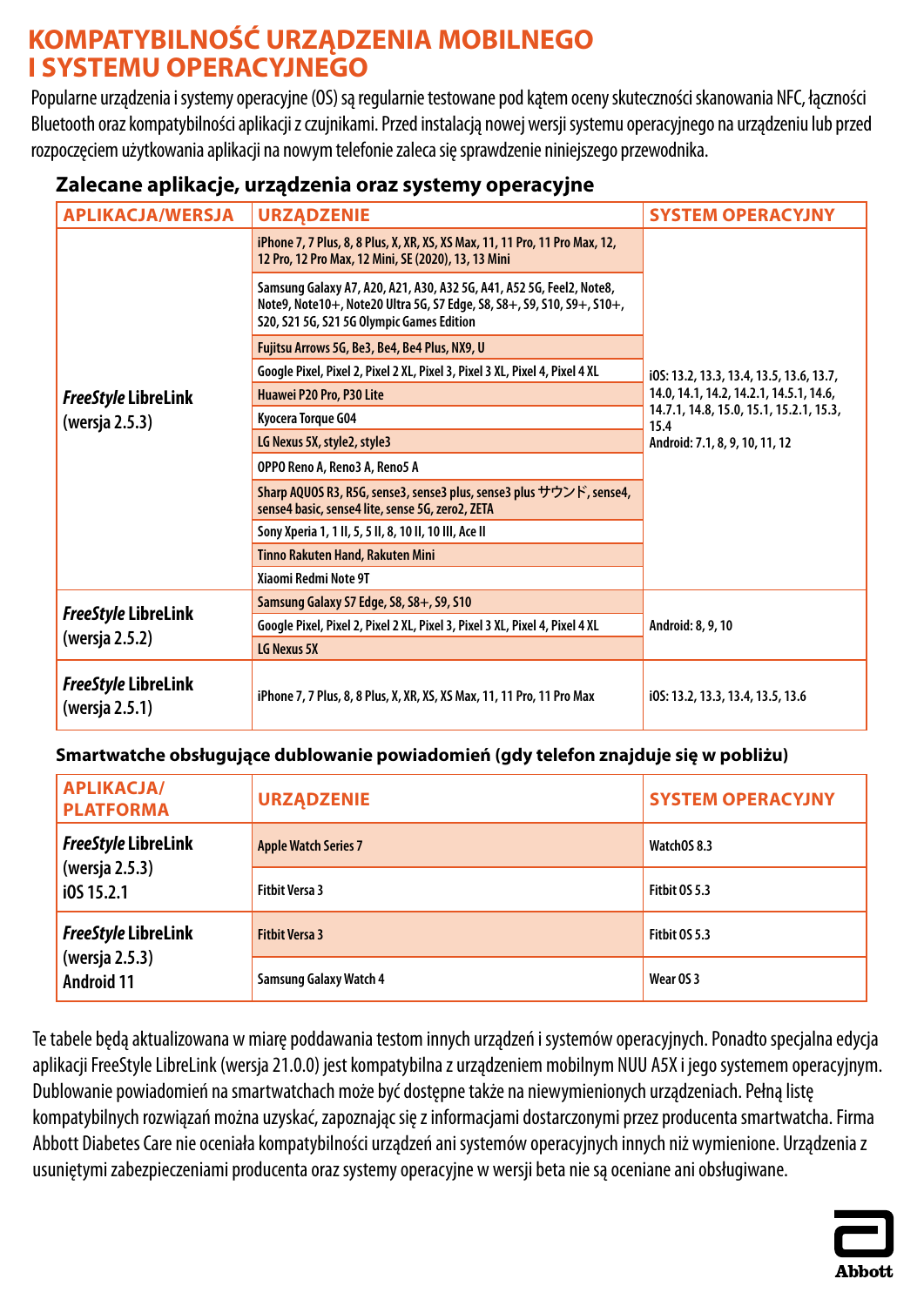# KOMPATYBILNOŚĆ URZĄDZENIA MOBILNEGO I SYSTEMU OPERACYJNEGO

Popularne urządzenia i systemy operacyjne (OS) są regularnie testowane pod kątem oceny skuteczności skanowania NFC, łączności Bluetooth oraz kompatybilności aplikacji z czujnikami. Przed instalacją nowej wersji systemu operacyjnego na urządzeniu lub przed rozpoczęciem użytkowania aplikacji na nowym telefonie zaleca się sprawdzenie niniejszego przewodnika.

### Zalecane aplikacje, urządzenia oraz systemy operacyjne

| APLIKACJA/WERSJA | URZĄDZENIE | SYSTEM OPERACYJNY |
|---|---|---|
| *FreeStyle* LibreLink (wersja 2.5.3) | iPhone 7, 7 Plus, 8, 8 Plus, X, XR, XS, XS Max, 11, 11 Pro, 11 Pro Max, 12, 12 Pro, 12 Pro Max, 12 Mini, SE (2020), 13, 13 Mini | iOS: 13.2, 13.3, 13.4, 13.5, 13.6, 13.7, 14.0, 14.1, 14.2, 14.2.1, 14.5.1, 14.6, 14.7.1, 14.8, 15.0, 15.1, 15.2.1, 15.3, 15.4<br>Android: 7.1, 8, 9, 10, 11, 12 |
| | Samsung Galaxy A7, A20, A21, A30, A32 5G, A41, A52 5G, Feel2, Note8, Note9, Note10+, Note20 Ultra 5G, S7 Edge, S8, S8+, S9, S10, S9+, S10+, S20, S21 5G, S21 5G Olympic Games Edition | |
| | Fujitsu Arrows 5G, Be3, Be4, Be4 Plus, NX9, U | |
| | Google Pixel, Pixel 2, Pixel 2 XL, Pixel 3, Pixel 3 XL, Pixel 4, Pixel 4 XL | |
| | Huawei P20 Pro, P30 Lite | |
| | Kyocera Torque G04 | |
| | LG Nexus 5X, style2, style3 | |
| | OPPO Reno A, Reno3 A, Reno5 A | |
| | Sharp AQUOS R3, R5G, sense3, sense3 plus, sense3 plus サウンド, sense4, sense4 basic, sense4 lite, sense 5G, zero2, ZETA | |
| | Sony Xperia 1, 1 II, 5, 5 II, 8, 10 II, 10 III, Ace II | |
| | Tinno Rakuten Hand, Rakuten Mini | |
| | Xiaomi Redmi Note 9T | |
| *FreeStyle* LibreLink (wersja 2.5.2) | Samsung Galaxy S7 Edge, S8, S8+, S9, S10 | Android: 8, 9, 10 |
| | Google Pixel, Pixel 2, Pixel 2 XL, Pixel 3, Pixel 3 XL, Pixel 4, Pixel 4 XL | |
| | LG Nexus 5X | |
| *FreeStyle* LibreLink (wersja 2.5.1) | iPhone 7, 7 Plus, 8, 8 Plus, X, XR, XS, XS Max, 11, 11 Pro, 11 Pro Max | iOS: 13.2, 13.3, 13.4, 13.5, 13.6 |

### Smartwatche obsługujące dublowanie powiadomień (gdy telefon znajduje się w pobliżu)

| APLIKACJA/ PLATFORMA | URZĄDZENIE | SYSTEM OPERACYJNY |
|---|---|---|
| *FreeStyle* LibreLink (wersja 2.5.3) iOS 15.2.1 | Apple Watch Series 7 | WatchOS 8.3 |
| | Fitbit Versa 3 | Fitbit OS 5.3 |
| *FreeStyle* LibreLink (wersja 2.5.3) Android 11 | Fitbit Versa 3 | Fitbit OS 5.3 |
| | Samsung Galaxy Watch 4 | Wear OS 3 |

Te tabele będą aktualizowana w miarę poddawania testom innych urządzeń i systemów operacyjnych. Ponadto specjalna edycja aplikacji FreeStyle LibreLink (wersja 21.0.0) jest kompatybilna z urządzeniem mobilnym NUU A5X i jego systemem operacyjnym. Dublowanie powiadomień na smartwatchach może być dostępne także na niewymienionych urządzeniach. Pełną listę kompatybilnych rozwiązań można uzyskać, zapoznając się z informacjami dostarczonymi przez producenta smartwatcha. Firma Abbott Diabetes Care nie oceniała kompatybilności urządzeń ani systemów operacyjnych innych niż wymienione. Urządzenia z usuniętymi zabezpieczeniami producenta oraz systemy operacyjne w wersji beta nie są oceniane ani obsługiwane.

Abbott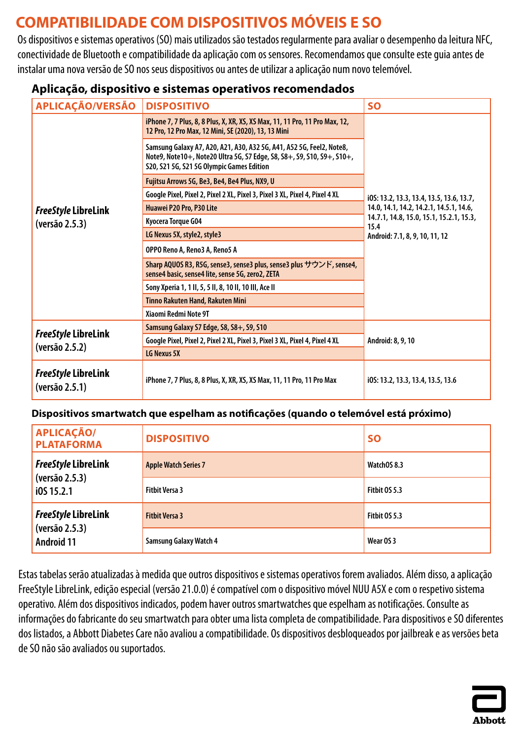# COMPATIBILIDADE COM DISPOSITIVOS MÓVEIS E SO

Os dispositivos e sistemas operativos (SO) mais utilizados são testados regularmente para avaliar o desempenho da leitura NFC, conectividade de Bluetooth e compatibilidade da aplicação com os sensores. Recomendamos que consulte este guia antes de instalar uma nova versão de SO nos seus dispositivos ou antes de utilizar a aplicação num novo telemóvel.

### Aplicação, dispositivo e sistemas operativos recomendados

| APLICAÇÃO/VERSÃO | DISPOSITIVO | SO |
|---|---|---|
| *FreeStyle* LibreLink (versão 2.5.3) | iPhone 7, 7 Plus, 8, 8 Plus, X, XR, XS, XS Max, 11, 11 Pro, 11 Pro Max, 12, 12 Pro, 12 Pro Max, 12 Mini, SE (2020), 13, 13 Mini | iOS: 13.2, 13.3, 13.4, 13.5, 13.6, 13.7, 14.0, 14.1, 14.2, 14.2.1, 14.5.1, 14.6, 14.7.1, 14.8, 15.0, 15.1, 15.2.1, 15.3, 15.4<br>Android: 7.1, 8, 9, 10, 11, 12 |
| | Samsung Galaxy A7, A20, A21, A30, A32 5G, A41, A52 5G, Feel2, Note8, Note9, Note10+, Note20 Ultra 5G, S7 Edge, S8, S8+, S9, S10, S9+, S10+, S20, S21 5G, S21 5G Olympic Games Edition | |
| | Fujitsu Arrows 5G, Be3, Be4, Be4 Plus, NX9, U | |
| | Google Pixel, Pixel 2, Pixel 2 XL, Pixel 3, Pixel 3 XL, Pixel 4, Pixel 4 XL | |
| | Huawei P20 Pro, P30 Lite | |
| | Kyocera Torque G04 | |
| | LG Nexus 5X, style2, style3 | |
| | OPPO Reno A, Reno3 A, Reno5 A | |
| | Sharp AQUOS R3, R5G, sense3, sense3 plus, sense3 plus サウンド, sense4, sense4 basic, sense4 lite, sense 5G, zero2, ZETA | |
| | Sony Xperia 1, 1 II, 5, 5 II, 8, 10 II, 10 III, Ace II | |
| | Tinno Rakuten Hand, Rakuten Mini | |
| | Xiaomi Redmi Note 9T | |
| *FreeStyle* LibreLink (versão 2.5.2) | Samsung Galaxy S7 Edge, S8, S8+, S9, S10 | Android: 8, 9, 10 |
| | Google Pixel, Pixel 2, Pixel 2 XL, Pixel 3, Pixel 3 XL, Pixel 4, Pixel 4 XL | |
| | LG Nexus 5X | |
| *FreeStyle* LibreLink (versão 2.5.1) | iPhone 7, 7 Plus, 8, 8 Plus, X, XR, XS, XS Max, 11, 11 Pro, 11 Pro Max | iOS: 13.2, 13.3, 13.4, 13.5, 13.6 |

### Dispositivos smartwatch que espelham as notificações (quando o telemóvel está próximo)

| APLICAÇÃO/ PLATAFORMA | DISPOSITIVO | SO |
|---|---|---|
| *FreeStyle* LibreLink (versão 2.5.3) iOS 15.2.1 | Apple Watch Series 7 | WatchOS 8.3 |
| | Fitbit Versa 3 | Fitbit OS 5.3 |
| *FreeStyle* LibreLink (versão 2.5.3) Android 11 | Fitbit Versa 3 | Fitbit OS 5.3 |
| | Samsung Galaxy Watch 4 | Wear OS 3 |

Estas tabelas serão atualizadas à medida que outros dispositivos e sistemas operativos forem avaliados. Além disso, a aplicação FreeStyle LibreLink, edição especial (versão 21.0.0) é compatível com o dispositivo móvel NUU A5X e com o respetivo sistema operativo. Além dos dispositivos indicados, podem haver outros smartwatches que espelham as notificações. Consulte as informações do fabricante do seu smartwatch para obter uma lista completa de compatibilidade. Para dispositivos e SO diferentes dos listados, a Abbott Diabetes Care não avaliou a compatibilidade. Os dispositivos desbloqueados por jailbreak e as versões beta de SO não são avaliados ou suportados.

Abbott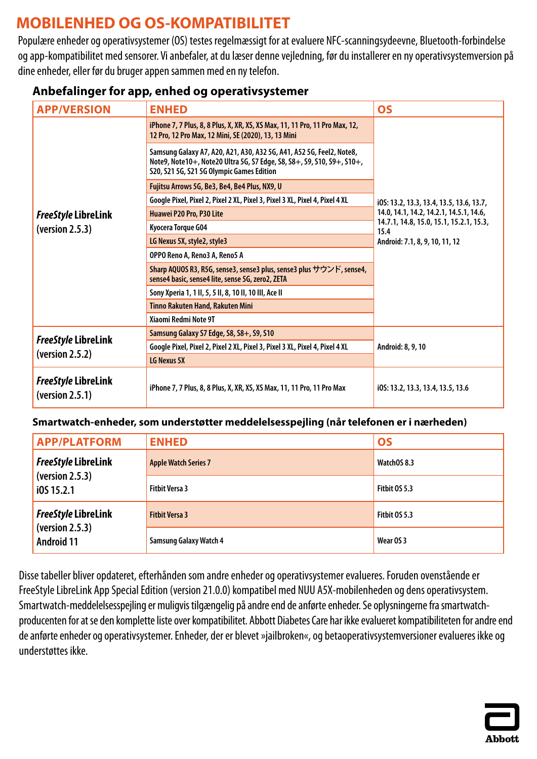# MOBILENHED OG OS-KOMPATIBILITET

Populære enheder og operativsystemer (OS) testes regelmæssigt for at evaluere NFC-scanningsydeevne, Bluetooth-forbindelse og app-kompatibilitet med sensorer. Vi anbefaler, at du læser denne vejledning, før du installerer en ny operativsystemversion på dine enheder, eller før du bruger appen sammen med en ny telefon.

## Anbefalinger for app, enhed og operativsystemer

| APP/VERSION | ENHED | OS |
|---|---|---|
| *FreeStyle* LibreLink (version 2.5.3) | iPhone 7, 7 Plus, 8, 8 Plus, X, XR, XS, XS Max, 11, 11 Pro, 11 Pro Max, 12, 12 Pro, 12 Pro Max, 12 Mini, SE (2020), 13, 13 Mini | iOS: 13.2, 13.3, 13.4, 13.5, 13.6, 13.7, 14.0, 14.1, 14.2, 14.2.1, 14.5.1, 14.6, 14.7.1, 14.8, 15.0, 15.1, 15.2.1, 15.3, 15.4<br>Android: 7.1, 8, 9, 10, 11, 12 |
| | Samsung Galaxy A7, A20, A21, A30, A32 5G, A41, A52 5G, Feel2, Note8, Note9, Note10+, Note20 Ultra 5G, S7 Edge, S8, S8+, S9, S10, S9+, S10+, S20, S21 5G, S21 5G Olympic Games Edition | |
| | Fujitsu Arrows 5G, Be3, Be4, Be4 Plus, NX9, U | |
| | Google Pixel, Pixel 2, Pixel 2 XL, Pixel 3, Pixel 3 XL, Pixel 4, Pixel 4 XL | |
| | Huawei P20 Pro, P30 Lite | |
| | Kyocera Torque G04 | |
| | LG Nexus 5X, style2, style3 | |
| | OPPO Reno A, Reno3 A, Reno5 A | |
| | Sharp AQUOS R3, R5G, sense3, sense3 plus, sense3 plus サウンド, sense4, sense4 basic, sense4 lite, sense 5G, zero2, ZETA | |
| | Sony Xperia 1, 1 II, 5, 5 II, 8, 10 II, 10 III, Ace II | |
| | Tinno Rakuten Hand, Rakuten Mini | |
| | Xiaomi Redmi Note 9T | |
| *FreeStyle* LibreLink (version 2.5.2) | Samsung Galaxy S7 Edge, S8, S8+, S9, S10 | Android: 8, 9, 10 |
| | Google Pixel, Pixel 2, Pixel 2 XL, Pixel 3, Pixel 3 XL, Pixel 4, Pixel 4 XL | |
| | LG Nexus 5X | |
| *FreeStyle* LibreLink (version 2.5.1) | iPhone 7, 7 Plus, 8, 8 Plus, X, XR, XS, XS Max, 11, 11 Pro, 11 Pro Max | iOS: 13.2, 13.3, 13.4, 13.5, 13.6 |

## Smartwatch-enheder, som understøtter meddelelsesspejling (når telefonen er i nærheden)

| APP/PLATFORM | ENHED | OS |
|---|---|---|
| *FreeStyle* LibreLink (version 2.5.3) iOS 15.2.1 | Apple Watch Series 7 | WatchOS 8.3 |
| | Fitbit Versa 3 | Fitbit OS 5.3 |
| *FreeStyle* LibreLink (version 2.5.3) Android 11 | Fitbit Versa 3 | Fitbit OS 5.3 |
| | Samsung Galaxy Watch 4 | Wear OS 3 |

Disse tabeller bliver opdateret, efterhånden som andre enheder og operativsystemer evalueres. Foruden ovenstående er FreeStyle LibreLink App Special Edition (version 21.0.0) kompatibel med NUU A5X-mobilenheden og dens operativsystem. Smartwatch-meddelelsesspejling er muligvis tilgængelig på andre end de anførte enheder. Se oplysningerne fra smartwatch-producenten for at se den komplette liste over kompatibilitet. Abbott Diabetes Care har ikke evalueret kompatibiliteten for andre end de anførte enheder og operativsystemer. Enheder, der er blevet »jailbroken«, og betaoperativsystemversioner evalueres ikke og understøttes ikke.

Abbott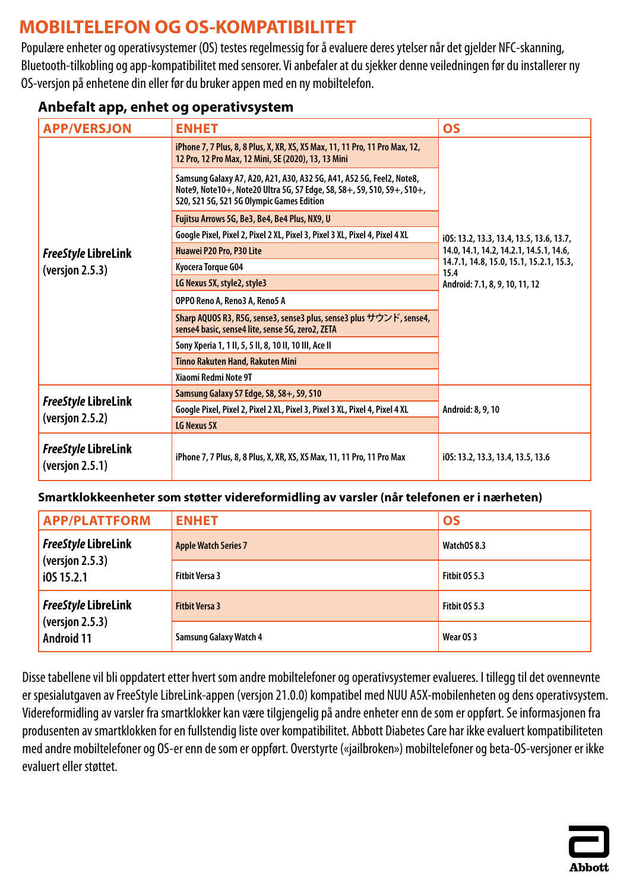# MOBILTELEFON OG OS-KOMPATIBILITET

Populære enheter og operativsystemer (OS) testes regelmessig for å evaluere deres ytelser når det gjelder NFC-skanning, Bluetooth-tilkobling og app-kompatibilitet med sensorer. Vi anbefaler at du sjekker denne veiledningen før du installerer ny OS-versjon på enhetene din eller før du bruker appen med en ny mobiltelefon.

### Anbefalt app, enhet og operativsystem

| APP/VERSJON | ENHET | OS |
|---|---|---|
| *FreeStyle* LibreLink (versjon 2.5.3) | iPhone 7, 7 Plus, 8, 8 Plus, X, XR, XS, XS Max, 11, 11 Pro, 11 Pro Max, 12, 12 Pro, 12 Pro Max, 12 Mini, SE (2020), 13, 13 Mini | iOS: 13.2, 13.3, 13.4, 13.5, 13.6, 13.7, 14.0, 14.1, 14.2, 14.2.1, 14.5.1, 14.6, 14.7.1, 14.8, 15.0, 15.1, 15.2.1, 15.3, 15.4 Android: 7.1, 8, 9, 10, 11, 12 |
| | Samsung Galaxy A7, A20, A21, A30, A32 5G, A41, A52 5G, Feel2, Note8, Note9, Note10+, Note20 Ultra 5G, S7 Edge, S8, S8+, S9, S10, S9+, S10+, S20, S21 5G, S21 5G Olympic Games Edition | |
| | Fujitsu Arrows 5G, Be3, Be4, Be4 Plus, NX9, U | |
| | Google Pixel, Pixel 2, Pixel 2 XL, Pixel 3, Pixel 3 XL, Pixel 4, Pixel 4 XL | |
| | Huawei P20 Pro, P30 Lite | |
| | Kyocera Torque G04 | |
| | LG Nexus 5X, style2, style3 | |
| | OPPO Reno A, Reno3 A, Reno5 A | |
| | Sharp AQUOS R3, R5G, sense3, sense3 plus, sense3 plus サウンド, sense4, sense4 basic, sense4 lite, sense 5G, zero2, ZETA | |
| | Sony Xperia 1, 1 II, 5, 5 II, 8, 10 II, 10 III, Ace II | |
| | Tinno Rakuten Hand, Rakuten Mini | |
| | Xiaomi Redmi Note 9T | |
| *FreeStyle* LibreLink (versjon 2.5.2) | Samsung Galaxy S7 Edge, S8, S8+, S9, S10 | Android: 8, 9, 10 |
| | Google Pixel, Pixel 2, Pixel 2 XL, Pixel 3, Pixel 3 XL, Pixel 4, Pixel 4 XL | |
| | LG Nexus 5X | |
| *FreeStyle* LibreLink (versjon 2.5.1) | iPhone 7, 7 Plus, 8, 8 Plus, X, XR, XS, XS Max, 11, 11 Pro, 11 Pro Max | iOS: 13.2, 13.3, 13.4, 13.5, 13.6 |

### Smartklokkeenheter som støtter videreformidling av varsler (når telefonen er i nærheten)

| APP/PLATTFORM | ENHET | OS |
|---|---|---|
| *FreeStyle* LibreLink (versjon 2.5.3) iOS 15.2.1 | Apple Watch Series 7 | WatchOS 8.3 |
| | Fitbit Versa 3 | Fitbit OS 5.3 |
| *FreeStyle* LibreLink (versjon 2.5.3) Android 11 | Fitbit Versa 3 | Fitbit OS 5.3 |
| | Samsung Galaxy Watch 4 | Wear OS 3 |

Disse tabellene vil bli oppdatert etter hvert som andre mobiltelefoner og operativsystemer evalueres. I tillegg til det ovennevnte er spesialutgaven av FreeStyle LibreLink-appen (versjon 21.0.0) kompatibel med NUU A5X-mobilenheten og dens operativsystem. Videreformidling av varsler fra smartklokker kan være tilgjengelig på andre enheter enn de som er oppført. Se informasjonen fra produsenten av smartklokken for en fullstendig liste over kompatibilitet. Abbott Diabetes Care har ikke evaluert kompatibiliteten med andre mobiltelefoner og OS-er enn de som er oppført. Overstyrte («jailbroken») mobiltelefoner og beta-OS-versjoner er ikke evaluert eller støttet.

Abbott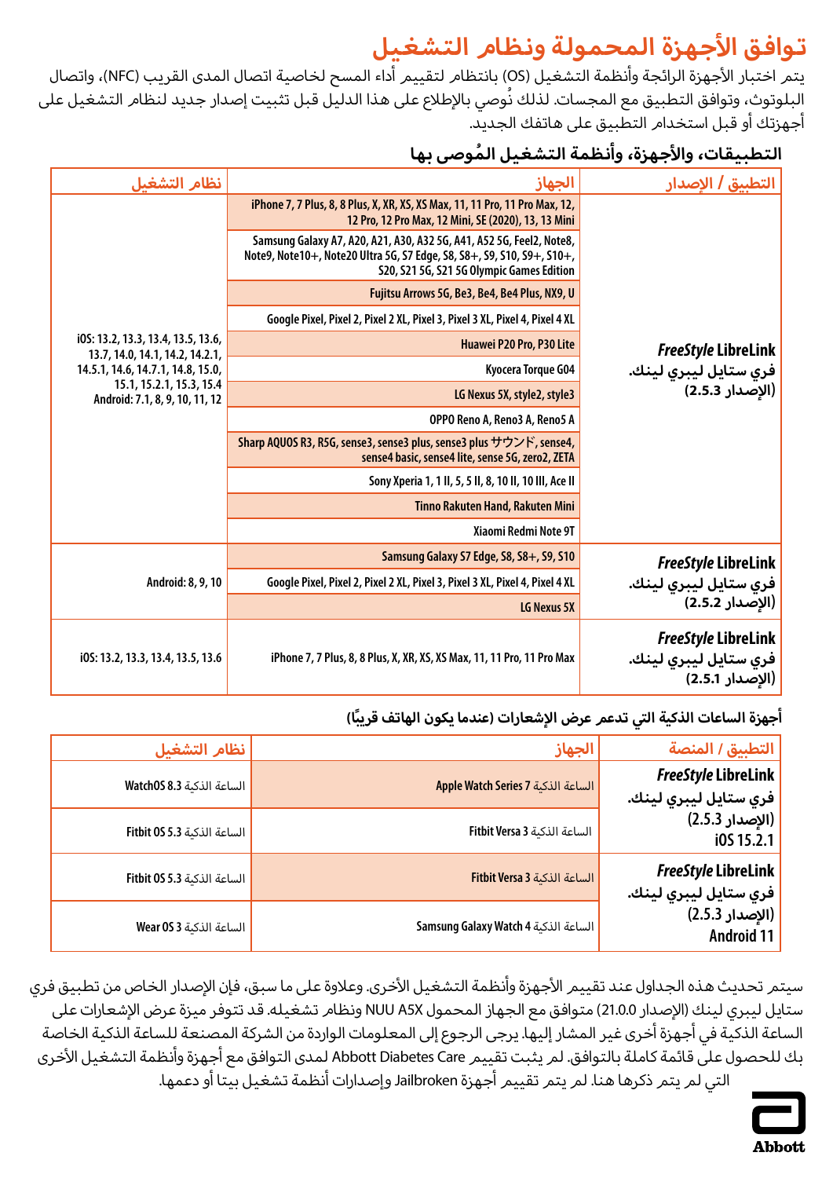# توافق الأجهزة المحمولة ونظام التشغيل

يتم اختبار الأجهزة الرائجة وأنظمة التشغيل (OS) بانتظام لتقييم أداء المسح لخاصية اتصال المدى القريب (NFC)، واتصال البلوتوث، وتوافق التطبيق مع المجسات. لذلك نُوصي بالإطلاع على هذا الدليل قبل تثبيت إصدار جديد لنظام التشغيل على أجهزتك أو قبل استخدام التطبيق على هاتفك الجديد.

## التطبيقات، والأجهزة، وأنظمة التشغيل المُوصى بها

| التطبيق / الإصدار | الجهاز | نظام التشغيل |
|---|---|---|
| *FreeStyle* LibreLink فري ستايل ليبري لينك. (الإصدار 2.5.3) | iPhone 7, 7 Plus, 8, 8 Plus, X, XR, XS, XS Max, 11, 11 Pro, 11 Pro Max, 12, 12 Pro, 12 Pro Max, 12 Mini, SE (2020), 13, 13 Mini | iOS: 13.2, 13.3, 13.4, 13.5, 13.6, 13.7, 14.0, 14.1, 14.2, 14.2.1, 14.5.1, 14.6, 14.7.1, 14.8, 15.0, 15.1, 15.2.1, 15.3, 15.4 Android: 7.1, 8, 9, 10, 11, 12 |
| | Samsung Galaxy A7, A20, A21, A30, A32 5G, A41, A52 5G, Feel2, Note8, Note9, Note10+, Note20 Ultra 5G, S7 Edge, S8, S8+, S9, S10, S9+, S10+, S20, S21 5G, S21 5G Olympic Games Edition | |
| | Fujitsu Arrows 5G, Be3, Be4, Be4 Plus, NX9, U | |
| | Google Pixel, Pixel 2, Pixel 2 XL, Pixel 3, Pixel 3 XL, Pixel 4, Pixel 4 XL | |
| | Huawei P20 Pro, P30 Lite | |
| | Kyocera Torque G04 | |
| | LG Nexus 5X, style2, style3 | |
| | OPPO Reno A, Reno3 A, Reno5 A | |
| | Sharp AQUOS R3, R5G, sense3, sense3 plus, sense3 plus サウンド, sense4, sense4 basic, sense4 lite, sense 5G, zero2, ZETA | |
| | Sony Xperia 1, 1 II, 5, 5 II, 8, 10 II, 10 III, Ace II | |
| | Tinno Rakuten Hand, Rakuten Mini | |
| | Xiaomi Redmi Note 9T | |
| *FreeStyle* LibreLink فري ستايل ليبري لينك. (الإصدار 2.5.2) | Samsung Galaxy S7 Edge, S8, S8+, S9, S10 | Android: 8, 9, 10 |
| | Google Pixel, Pixel 2, Pixel 2 XL, Pixel 3, Pixel 3 XL, Pixel 4, Pixel 4 XL | |
| | LG Nexus 5X | |
| *FreeStyle* LibreLink فري ستايل ليبري لينك. (الإصدار 2.5.1) | iPhone 7, 7 Plus, 8, 8 Plus, X, XR, XS, XS Max, 11, 11 Pro, 11 Pro Max | iOS: 13.2, 13.3, 13.4, 13.5, 13.6 |

### أجهزة الساعات الذكية التي تدعم عرض الإشعارات (عندما يكون الهاتف قريبًا)

| التطبيق / المنصة | الجهاز | نظام التشغيل |
|---|---|---|
| *FreeStyle* LibreLink فري ستايل ليبري لينك. (الإصدار 2.5.3) iOS 15.2.1 | الساعة الذكية Apple Watch Series 7 | الساعة الذكية WatchOS 8.3 |
| | الساعة الذكية Fitbit Versa 3 | الساعة الذكية Fitbit OS 5.3 |
| *FreeStyle* LibreLink فري ستايل ليبري لينك. (الإصدار 2.5.3) Android 11 | الساعة الذكية Fitbit Versa 3 | الساعة الذكية Fitbit OS 5.3 |
| | الساعة الذكية Samsung Galaxy Watch 4 | الساعة الذكية Wear OS 3 |

سيتم تحديث هذه الجداول عند تقييم الأجهزة وأنظمة التشغيل الأخرى. وعلاوة على ما سبق، فإن الإصدار الخاص من تطبيق فري ستايل ليبري لينك (الإصدار 21.0.0) متوافق مع الجهاز المحمول NUU A5X ونظام تشغيله. قد تتوفر ميزة عرض الإشعارات على الساعة الذكية في أجهزة أخرى غير المشار إليها. يرجى الرجوع إلى المعلومات الواردة من الشركة المصنعة للساعة الذكية الخاصة بك للحصول على قائمة كاملة بالتوافق. لم يثبت تقييم Abbott Diabetes Care لمدى التوافق مع أجهزة وأنظمة التشغيل الأخرى التي لم يتم ذكرها هنا. لم يتم تقييم أجهزة Jailbroken وإصدارات أنظمة تشغيل بيتا أو دعمها.

Abbott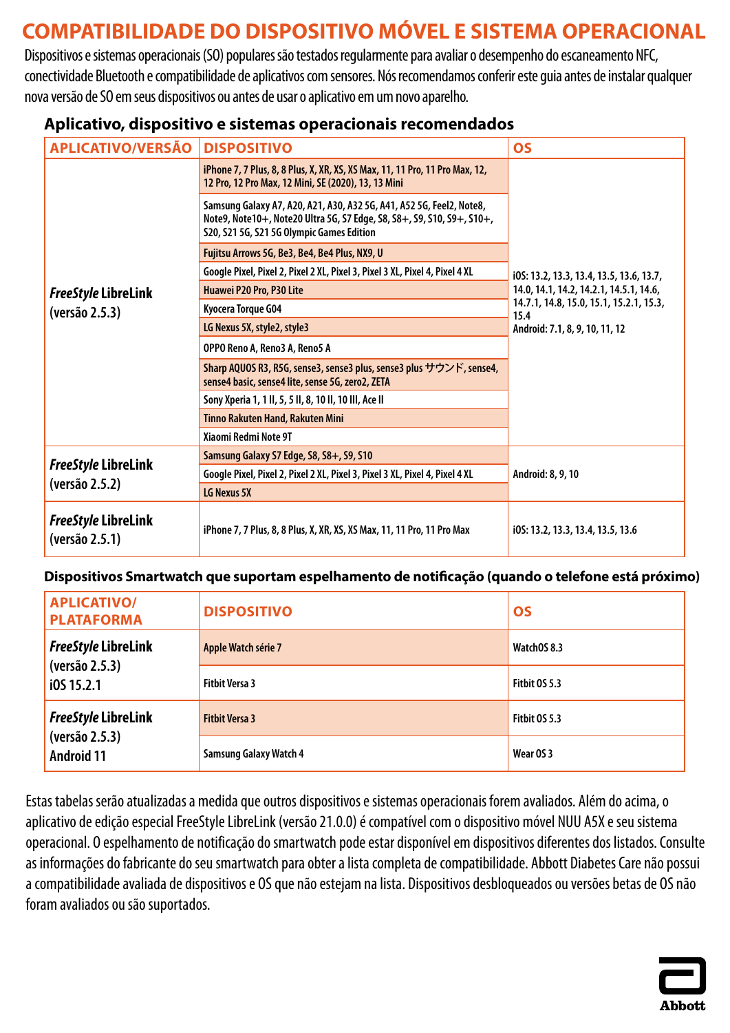# COMPATIBILIDADE DO DISPOSITIVO MÓVEL E SISTEMA OPERACIONAL

Dispositivos e sistemas operacionais (SO) populares são testados regularmente para avaliar o desempenho do escaneamento NFC, conectividade Bluetooth e compatibilidade de aplicativos com sensores. Nós recomendamos conferir este guia antes de instalar qualquer nova versão de SO em seus dispositivos ou antes de usar o aplicativo em um novo aparelho.

## Aplicativo, dispositivo e sistemas operacionais recomendados

| APLICATIVO/VERSÃO | DISPOSITIVO | OS |
|---|---|---|
| *FreeStyle* LibreLink (versão 2.5.3) | iPhone 7, 7 Plus, 8, 8 Plus, X, XR, XS, XS Max, 11, 11 Pro, 11 Pro Max, 12, 12 Pro, 12 Pro Max, 12 Mini, SE (2020), 13, 13 Mini | iOS: 13.2, 13.3, 13.4, 13.5, 13.6, 13.7, 14.0, 14.1, 14.2, 14.2.1, 14.5.1, 14.6, 14.7.1, 14.8, 15.0, 15.1, 15.2.1, 15.3, 15.4<br>Android: 7.1, 8, 9, 10, 11, 12 |
| | Samsung Galaxy A7, A20, A21, A30, A32 5G, A41, A52 5G, Feel2, Note8, Note9, Note10+, Note20 Ultra 5G, S7 Edge, S8, S8+, S9, S10, S9+, S10+, S20, S21 5G, S21 5G Olympic Games Edition | |
| | Fujitsu Arrows 5G, Be3, Be4, Be4 Plus, NX9, U | |
| | Google Pixel, Pixel 2, Pixel 2 XL, Pixel 3, Pixel 3 XL, Pixel 4, Pixel 4 XL | |
| | Huawei P20 Pro, P30 Lite | |
| | Kyocera Torque G04 | |
| | LG Nexus 5X, style2, style3 | |
| | OPPO Reno A, Reno3 A, Reno5 A | |
| | Sharp AQUOS R3, R5G, sense3, sense3 plus, sense3 plus サウンド, sense4, sense4 basic, sense4 lite, sense 5G, zero2, ZETA | |
| | Sony Xperia 1, 1 II, 5, 5 II, 8, 10 II, 10 III, Ace II | |
| | Tinno Rakuten Hand, Rakuten Mini | |
| | Xiaomi Redmi Note 9T | |
| *FreeStyle* LibreLink (versão 2.5.2) | Samsung Galaxy S7 Edge, S8, S8+, S9, S10 | Android: 8, 9, 10 |
| | Google Pixel, Pixel 2, Pixel 2 XL, Pixel 3, Pixel 3 XL, Pixel 4, Pixel 4 XL | |
| | LG Nexus 5X | |
| *FreeStyle* LibreLink (versão 2.5.1) | iPhone 7, 7 Plus, 8, 8 Plus, X, XR, XS, XS Max, 11, 11 Pro, 11 Pro Max | iOS: 13.2, 13.3, 13.4, 13.5, 13.6 |

## Dispositivos Smartwatch que suportam espelhamento de notificação (quando o telefone está próximo)

| APLICATIVO/ PLATAFORMA | DISPOSITIVO | OS |
|---|---|---|
| *FreeStyle* LibreLink (versão 2.5.3) iOS 15.2.1 | Apple Watch série 7 | WatchOS 8.3 |
| | Fitbit Versa 3 | Fitbit OS 5.3 |
| *FreeStyle* LibreLink (versão 2.5.3) Android 11 | Fitbit Versa 3 | Fitbit OS 5.3 |
| | Samsung Galaxy Watch 4 | Wear OS 3 |

Estas tabelas serão atualizadas a medida que outros dispositivos e sistemas operacionais forem avaliados. Além do acima, o aplicativo de edição especial FreeStyle LibreLink (versão 21.0.0) é compatível com o dispositivo móvel NUU A5X e seu sistema operacional. O espelhamento de notificação do smartwatch pode estar disponível em dispositivos diferentes dos listados. Consulte as informações do fabricante do seu smartwatch para obter a lista completa de compatibilidade. Abbott Diabetes Care não possui a compatibilidade avaliada de dispositivos e OS que não estejam na lista. Dispositivos desbloqueados ou versões betas de OS não foram avaliados ou são suportados.

Abbott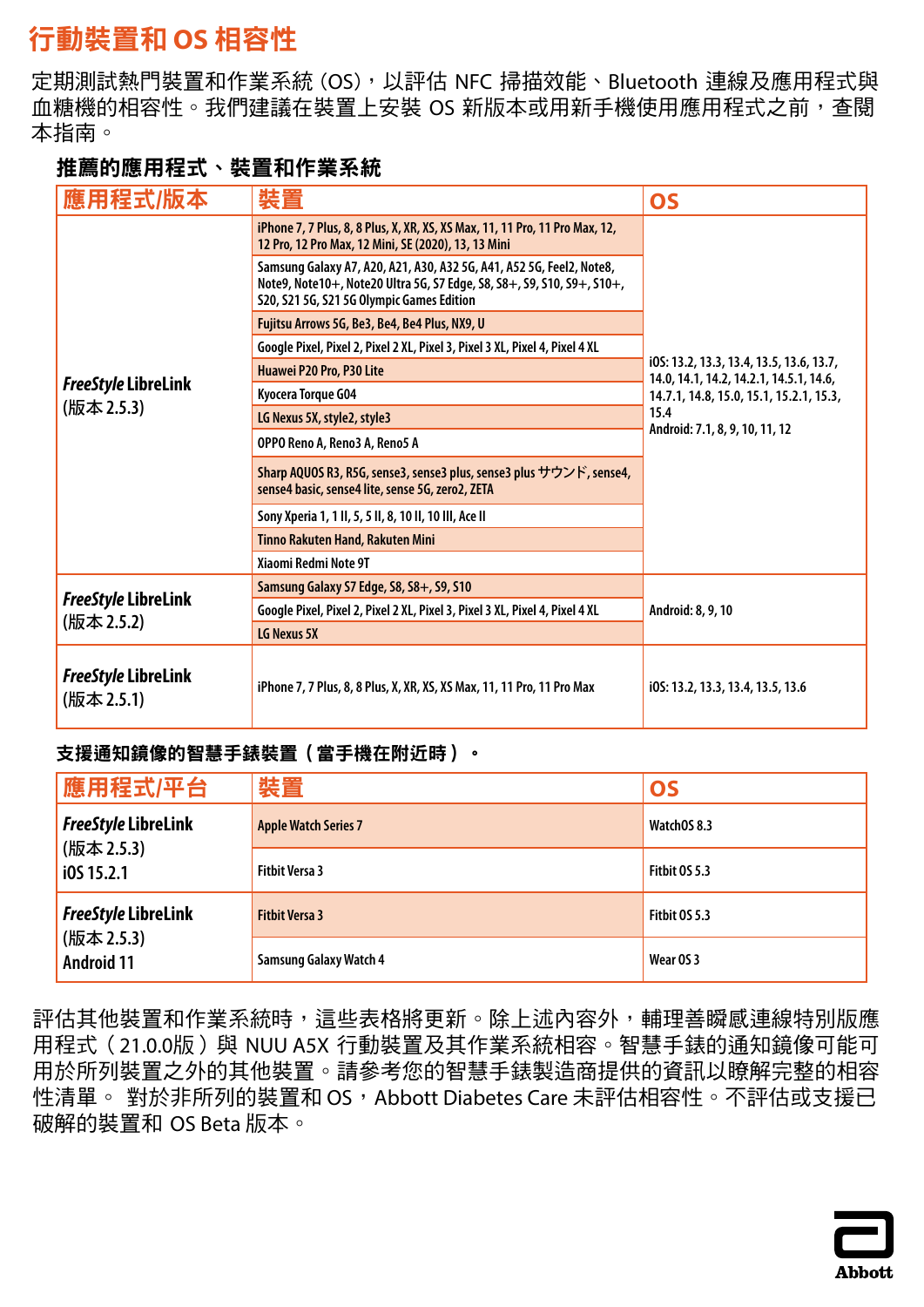# 行動裝置和 OS 相容性

定期測試熱門裝置和作業系統（OS），以評估 NFC 掃描效能、Bluetooth 連線及應用程式與血糖機的相容性。我們建議在裝置上安裝 OS 新版本或用新手機使用應用程式之前，查閱本指南。

### 推薦的應用程式、裝置和作業系統

| 應用程式/版本 | 裝置 | OS |
|---|---|---|
| *FreeStyle* LibreLink (版本 2.5.3) | iPhone 7, 7 Plus, 8, 8 Plus, X, XR, XS, XS Max, 11, 11 Pro, 11 Pro Max, 12, 12 Pro, 12 Pro Max, 12 Mini, SE (2020), 13, 13 Mini | iOS: 13.2, 13.3, 13.4, 13.5, 13.6, 13.7, 14.0, 14.1, 14.2, 14.2.1, 14.5.1, 14.6, 14.7.1, 14.8, 15.0, 15.1, 15.2.1, 15.3, 15.4<br>Android: 7.1, 8, 9, 10, 11, 12 |
| | Samsung Galaxy A7, A20, A21, A30, A32 5G, A41, A52 5G, Feel2, Note8, Note9, Note10+, Note20 Ultra 5G, S7 Edge, S8, S8+, S9, S10, S9+, S10+, S20, S21 5G, S21 5G Olympic Games Edition | |
| | Fujitsu Arrows 5G, Be3, Be4, Be4 Plus, NX9, U | |
| | Google Pixel, Pixel 2, Pixel 2 XL, Pixel 3, Pixel 3 XL, Pixel 4, Pixel 4 XL | |
| | Huawei P20 Pro, P30 Lite | |
| | Kyocera Torque G04 | |
| | LG Nexus 5X, style2, style3 | |
| | OPPO Reno A, Reno3 A, Reno5 A | |
| | Sharp AQUOS R3, R5G, sense3, sense3 plus, sense3 plus サウンド, sense4, sense4 basic, sense4 lite, sense 5G, zero2, ZETA | |
| | Sony Xperia 1, 1 II, 5, 5 II, 8, 10 II, 10 III, Ace II | |
| | Tinno Rakuten Hand, Rakuten Mini | |
| | Xiaomi Redmi Note 9T | |
| *FreeStyle* LibreLink (版本 2.5.2) | Samsung Galaxy S7 Edge, S8, S8+, S9, S10 | Android: 8, 9, 10 |
| | Google Pixel, Pixel 2, Pixel 2 XL, Pixel 3, Pixel 3 XL, Pixel 4, Pixel 4 XL | |
| | LG Nexus 5X | |
| *FreeStyle* LibreLink (版本 2.5.1) | iPhone 7, 7 Plus, 8, 8 Plus, X, XR, XS, XS Max, 11, 11 Pro, 11 Pro Max | iOS: 13.2, 13.3, 13.4, 13.5, 13.6 |

### 支援通知鏡像的智慧手錶裝置（當手機在附近時）。

| 應用程式/平台 | 裝置 | OS |
|---|---|---|
| *FreeStyle* LibreLink (版本 2.5.3) iOS 15.2.1 | Apple Watch Series 7 | WatchOS 8.3 |
| | Fitbit Versa 3 | Fitbit OS 5.3 |
| *FreeStyle* LibreLink (版本 2.5.3) Android 11 | Fitbit Versa 3 | Fitbit OS 5.3 |
| | Samsung Galaxy Watch 4 | Wear OS 3 |

評估其他裝置和作業系統時，這些表格將更新。除上述內容外，輔理善瞬感連線特別版應用程式（21.0.0版）與 NUU A5X 行動裝置及其作業系統相容。智慧手錶的通知鏡像可能可用於所列裝置之外的其他裝置。請參考您的智慧手錶製造商提供的資訊以瞭解完整的相容性清單。 對於非所列的裝置和 OS，Abbott Diabetes Care 未評估相容性。不評估或支援已破解的裝置和 OS Beta 版本。

Abbott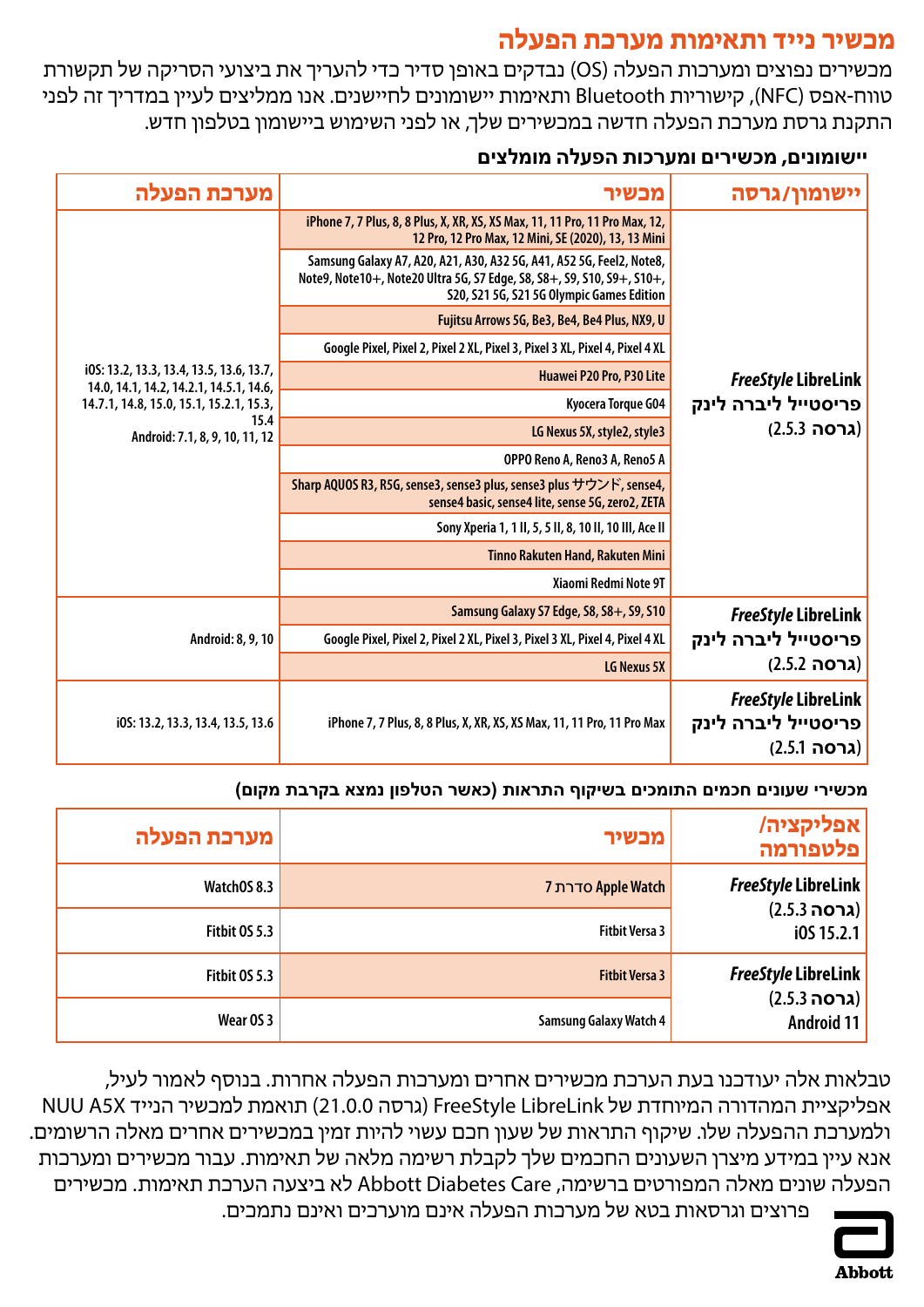## מכשיר נייד ותאימות מערכת הפעלה

מכשירים נפוצים ומערכות הפעלה (OS) נבדקים באופן סדיר כדי להעריך את ביצועי הסריקה של תקשורת טווח-אפס (NFC), קישוריות Bluetooth ותאימות יישומונים לחיישנים. אנו ממליצים לעיין במדריך זה לפני התקנת גרסת מערכת הפעלה חדשה במכשירים שלך, או לפני השימוש ביישומון בטלפון חדש.

**יישומונים, מכשירים ומערכות הפעלה מומלצים**

| יישומון/גרסה | מכשיר | מערכת הפעלה |
|---|---|---|
| *FreeStyle* LibreLink פריסטייל ליברה לינק (גרסה 2.5.3) | iPhone 7, 7 Plus, 8, 8 Plus, X, XR, XS, XS Max, 11, 11 Pro, 11 Pro Max, 12, 12 Pro, 12 Pro Max, 12 Mini, SE (2020), 13, 13 Mini | iOS: 13.2, 13.3, 13.4, 13.5, 13.6, 13.7, 14.0, 14.1, 14.2, 14.2.1, 14.5.1, 14.6, 14.7.1, 14.8, 15.0, 15.1, 15.2.1, 15.3, 15.4 Android: 7.1, 8, 9, 10, 11, 12 |
| | Samsung Galaxy A7, A20, A21, A30, A32 5G, A41, A52 5G, Feel2, Note8, Note9, Note10+, Note20 Ultra 5G, S7 Edge, S8, S8+, S9, S10, S9+, S10+, S20, S21 5G, S21 5G Olympic Games Edition | |
| | Fujitsu Arrows 5G, Be3, Be4, Be4 Plus, NX9, U | |
| | Google Pixel, Pixel 2, Pixel 2 XL, Pixel 3, Pixel 3 XL, Pixel 4, Pixel 4 XL | |
| | Huawei P20 Pro, P30 Lite | |
| | Kyocera Torque G04 | |
| | LG Nexus 5X, style2, style3 | |
| | OPPO Reno A, Reno3 A, Reno5 A | |
| | Sharp AQUOS R3, R5G, sense3, sense3 plus, sense3 plus サウンド, sense4, sense4 basic, sense4 lite, sense 5G, zero2, ZETA | |
| | Sony Xperia 1, 1 II, 5, 5 II, 8, 10 II, 10 III, Ace II | |
| | Tinno Rakuten Hand, Rakuten Mini | |
| | Xiaomi Redmi Note 9T | |
| *FreeStyle* LibreLink פריסטייל ליברה לינק (גרסה 2.5.2) | Samsung Galaxy S7 Edge, S8, S8+, S9, S10 | Android: 8, 9, 10 |
| | Google Pixel, Pixel 2, Pixel 2 XL, Pixel 3, Pixel 3 XL, Pixel 4, Pixel 4 XL | |
| | LG Nexus 5X | |
| *FreeStyle* LibreLink פריסטייל ליברה לינק (גרסה 2.5.1) | iPhone 7, 7 Plus, 8, 8 Plus, X, XR, XS, XS Max, 11, 11 Pro, 11 Pro Max | iOS: 13.2, 13.3, 13.4, 13.5, 13.6 |

**מכשירי שעונים חכמים התומכים בשיקוף התראות (כאשר הטלפון נמצא בקרבת מקום)**

| אפליקציה/ פלטפורמה | מכשיר | מערכת הפעלה |
|---|---|---|
| *FreeStyle* LibreLink (גרסה 2.5.3) iOS 15.2.1 | Apple Watch סדרה 7 | WatchOS 8.3 |
| | Fitbit Versa 3 | Fitbit OS 5.3 |
| *FreeStyle* LibreLink (גרסה 2.5.3) Android 11 | Fitbit Versa 3 | Fitbit OS 5.3 |
| | Samsung Galaxy Watch 4 | Wear OS 3 |

טבלאות אלה יעודכנו בעת הערכת מכשירים אחרים ומערכות הפעלה אחרות. בנוסף לאמור לעיל, אפליקציית המהדורה המיוחדת של FreeStyle LibreLink (גרסה 21.0.0) תואמת למכשיר הנייד NUU A5X ולמערכת ההפעלה שלו. שיקוף התראות של שעון חכם עשוי להיות זמין במכשירים אחרים מאלה הרשומים. אנא עיין במידע מיצרן השעונים החכמים שלך לקבלת רשימה מלאה של תאימות. עבור מכשירים ומערכות הפעלה שונים מאלה המפורטים ברשימה, Abbott Diabetes Care לא ביצעה הערכת תאימות. מכשירים פרוצים וגרסאות בטא של מערכות הפעלה אינם מוערכים ואינם נתמכים.

Abbott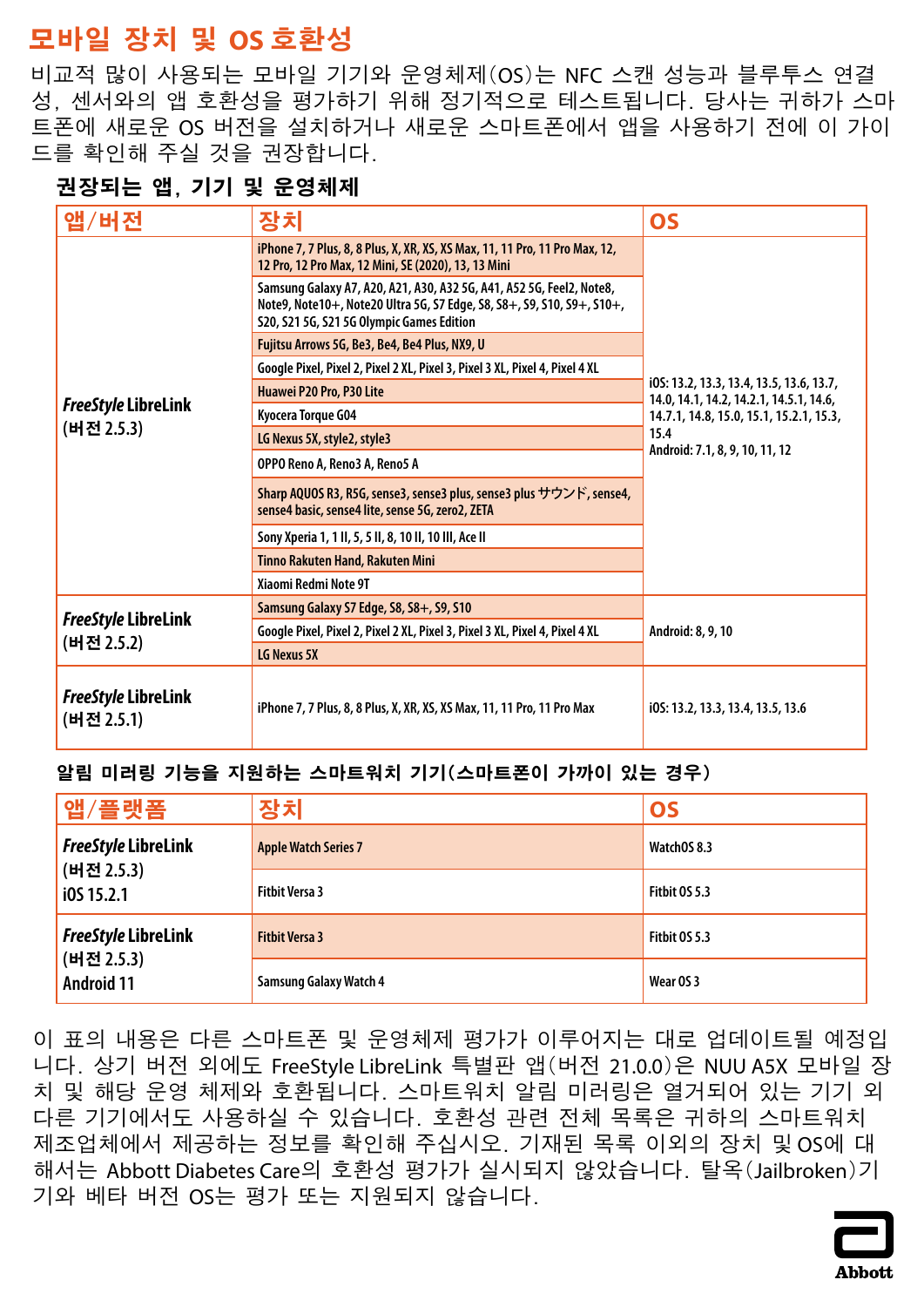# 모바일 장치 및 OS 호환성

비교적 많이 사용되는 모바일 기기와 운영체제(OS)는 NFC 스캔 성능과 블루투스 연결성, 센서와의 앱 호환성을 평가하기 위해 정기적으로 테스트됩니다. 당사는 귀하가 스마트폰에 새로운 OS 버전을 설치하거나 새로운 스마트폰에서 앱을 사용하기 전에 이 가이드를 확인해 주실 것을 권장합니다.

### 권장되는 앱, 기기 및 운영체제

| 앱/버전 | 장치 | OS |
|---|---|---|
| *FreeStyle* LibreLink (버전 2.5.3) | iPhone 7, 7 Plus, 8, 8 Plus, X, XR, XS, XS Max, 11, 11 Pro, 11 Pro Max, 12, 12 Pro, 12 Pro Max, 12 Mini, SE (2020), 13, 13 Mini | iOS: 13.2, 13.3, 13.4, 13.5, 13.6, 13.7, 14.0, 14.1, 14.2, 14.2.1, 14.5.1, 14.6, 14.7.1, 14.8, 15.0, 15.1, 15.2.1, 15.3, 15.4<br>Android: 7.1, 8, 9, 10, 11, 12 |
| | Samsung Galaxy A7, A20, A21, A30, A32 5G, A41, A52 5G, Feel2, Note8, Note9, Note10+, Note20 Ultra 5G, S7 Edge, S8, S8+, S9, S10, S9+, S10+, S20, S21 5G, S21 5G Olympic Games Edition | |
| | Fujitsu Arrows 5G, Be3, Be4, Be4 Plus, NX9, U | |
| | Google Pixel, Pixel 2, Pixel 2 XL, Pixel 3, Pixel 3 XL, Pixel 4, Pixel 4 XL | |
| | Huawei P20 Pro, P30 Lite | |
| | Kyocera Torque G04 | |
| | LG Nexus 5X, style2, style3 | |
| | OPPO Reno A, Reno3 A, Reno5 A | |
| | Sharp AQUOS R3, R5G, sense3, sense3 plus, sense3 plus サウンド, sense4, sense4 basic, sense4 lite, sense 5G, zero2, ZETA | |
| | Sony Xperia 1, 1 II, 5, 5 II, 8, 10 II, 10 III, Ace II | |
| | Tinno Rakuten Hand, Rakuten Mini | |
| | Xiaomi Redmi Note 9T | |
| *FreeStyle* LibreLink (버전 2.5.2) | Samsung Galaxy S7 Edge, S8, S8+, S9, S10 | Android: 8, 9, 10 |
| | Google Pixel, Pixel 2, Pixel 2 XL, Pixel 3, Pixel 3 XL, Pixel 4, Pixel 4 XL | |
| | LG Nexus 5X | |
| *FreeStyle* LibreLink (버전 2.5.1) | iPhone 7, 7 Plus, 8, 8 Plus, X, XR, XS, XS Max, 11, 11 Pro, 11 Pro Max | iOS: 13.2, 13.3, 13.4, 13.5, 13.6 |

### 알림 미러링 기능을 지원하는 스마트워치 기기(스마트폰이 가까이 있는 경우)

| 앱/플랫폼 | 장치 | OS |
|---|---|---|
| *FreeStyle* LibreLink (버전 2.5.3) iOS 15.2.1 | Apple Watch Series 7 | WatchOS 8.3 |
| | Fitbit Versa 3 | Fitbit OS 5.3 |
| *FreeStyle* LibreLink (버전 2.5.3) Android 11 | Fitbit Versa 3 | Fitbit OS 5.3 |
| | Samsung Galaxy Watch 4 | Wear OS 3 |

이 표의 내용은 다른 스마트폰 및 운영체제 평가가 이루어지는 대로 업데이트될 예정입니다. 상기 버전 외에도 FreeStyle LibreLink 특별판 앱(버전 21.0.0)은 NUU A5X 모바일 장치 및 해당 운영 체제와 호환됩니다. 스마트워치 알림 미러링은 열거되어 있는 기기 외 다른 기기에서도 사용하실 수 있습니다. 호환성 관련 전체 목록은 귀하의 스마트워치 제조업체에서 제공하는 정보를 확인해 주십시오. 기재된 목록 이외의 장치 및 OS에 대해서는 Abbott Diabetes Care의 호환성 평가가 실시되지 않았습니다. 탈옥(Jailbroken)기기와 베타 버전 OS는 평가 또는 지원되지 않습니다.

Abbott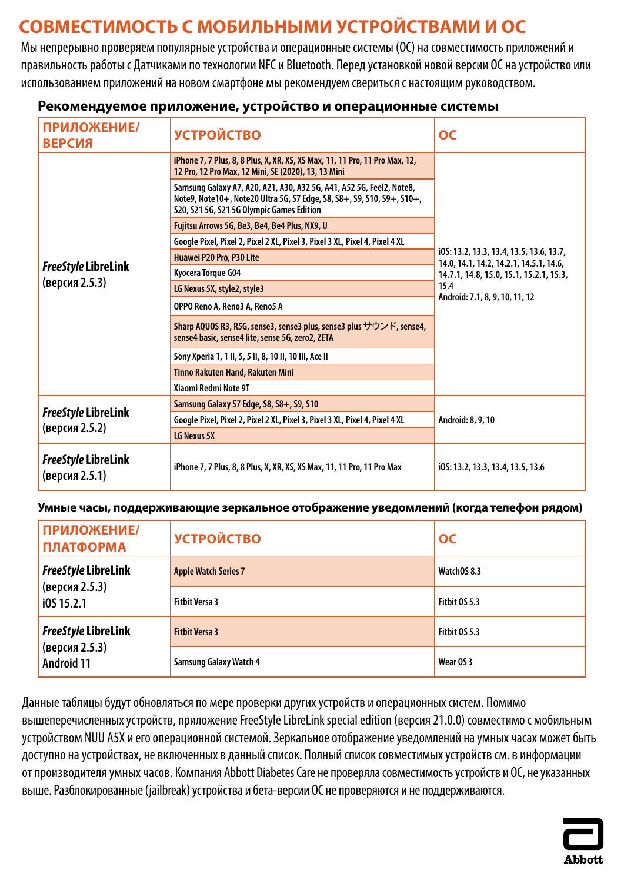# СОВМЕСТИМОСТЬ С МОБИЛЬНЫМИ УСТРОЙСТВАМИ И ОС

Мы непрерывно проверяем популярные устройства и операционные системы (ОС) на совместимость приложений и правильность работы с Датчиками по технологии NFC и Bluetooth. Перед установкой новой версии ОС на устройство или использованием приложений на новом смартфоне мы рекомендуем свериться с настоящим руководством.

### Рекомендуемое приложение, устройство и операционные системы

| ПРИЛОЖЕНИЕ/ ВЕРСИЯ | УСТРОЙСТВО | ОС |
|---|---|---|
| *FreeStyle* LibreLink (версия 2.5.3) | iPhone 7, 7 Plus, 8, 8 Plus, X, XR, XS, XS Max, 11, 11 Pro, 11 Pro Max, 12, 12 Pro, 12 Pro Max, 12 Mini, SE (2020), 13, 13 Mini | iOS: 13.2, 13.3, 13.4, 13.5, 13.6, 13.7, 14.0, 14.1, 14.2, 14.2.1, 14.5.1, 14.6, 14.7.1, 14.8, 15.0, 15.1, 15.2.1, 15.3, 15.4 Android: 7.1, 8, 9, 10, 11, 12 |
| | Samsung Galaxy A7, A20, A21, A30, A32 5G, A41, A52 5G, Feel2, Note8, Note9, Note10+, Note20 Ultra 5G, S7 Edge, S8, S8+, S9, S10, S9+, S10+, S20, S21 5G, S21 5G Olympic Games Edition | |
| | Fujitsu Arrows 5G, Be3, Be4, Be4 Plus, NX9, U | |
| | Google Pixel, Pixel 2, Pixel 2 XL, Pixel 3, Pixel 3 XL, Pixel 4, Pixel 4 XL | |
| | Huawei P20 Pro, P30 Lite | |
| | Kyocera Torque G04 | |
| | LG Nexus 5X, style2, style3 | |
| | OPPO Reno A, Reno3 A, Reno5 A | |
| | Sharp AQUOS R3, R5G, sense3, sense3 plus, sense3 plus サウンド, sense4, sense4 basic, sense4 lite, sense 5G, zero2, ZETA | |
| | Sony Xperia 1, 1 II, 5, 5 II, 8, 10 II, 10 III, Ace II | |
| | Tinno Rakuten Hand, Rakuten Mini | |
| | Xiaomi Redmi Note 9T | |
| *FreeStyle* LibreLink (версия 2.5.2) | Samsung Galaxy S7 Edge, S8, S8+, S9, S10 | Android: 8, 9, 10 |
| | Google Pixel, Pixel 2, Pixel 2 XL, Pixel 3, Pixel 3 XL, Pixel 4, Pixel 4 XL | |
| | LG Nexus 5X | |
| *FreeStyle* LibreLink (версия 2.5.1) | iPhone 7, 7 Plus, 8, 8 Plus, X, XR, XS, XS Max, 11, 11 Pro, 11 Pro Max | iOS: 13.2, 13.3, 13.4, 13.5, 13.6 |

### Умные часы, поддерживающие зеркальное отображение уведомлений (когда телефон рядом)

| ПРИЛОЖЕНИЕ/ ПЛАТФОРМА | УСТРОЙСТВО | ОС |
|---|---|---|
| *FreeStyle* LibreLink (версия 2.5.3) iOS 15.2.1 | Apple Watch Series 7 | WatchOS 8.3 |
| | Fitbit Versa 3 | Fitbit OS 5.3 |
| *FreeStyle* LibreLink (версия 2.5.3) Android 11 | Fitbit Versa 3 | Fitbit OS 5.3 |
| | Samsung Galaxy Watch 4 | Wear OS 3 |

Данные таблицы будут обновляться по мере проверки других устройств и операционных систем. Помимо вышеперечисленных устройств, приложение FreeStyle LibreLink special edition (версия 21.0.0) совместимо с мобильным устройством NUU A5X и его операционной системой. Зеркальное отображение уведомлений на умных часах может быть доступно на устройствах, не включенных в данный список. Полный список совместимых устройств см. в информации от производителя умных часов. Компания Abbott Diabetes Care не проверяла совместимость устройств и ОС, не указанных выше. Разблокированные (jailbreak) устройства и бета-версии ОС не проверяются и не поддерживаются.

Abbott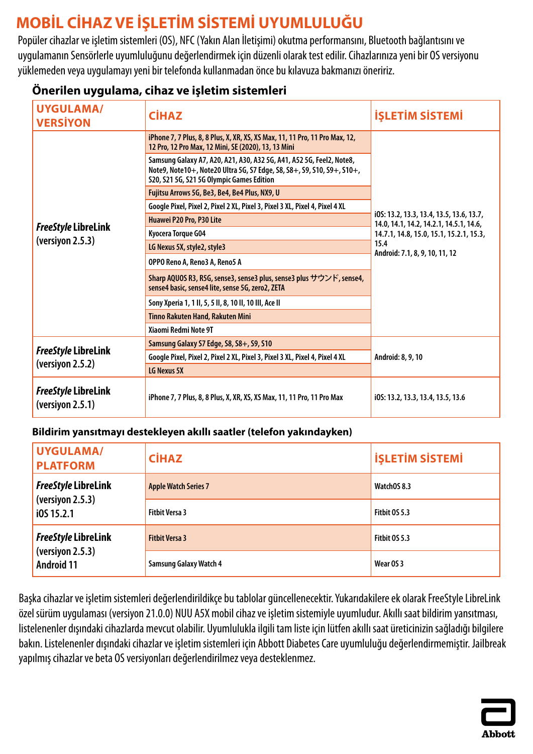# MOBİL CİHAZ VE İŞLETİM SİSTEMİ UYUMLULUĞU

Popüler cihazlar ve işletim sistemleri (OS), NFC (Yakın Alan İletişimi) okutma performansını, Bluetooth bağlantısını ve uygulamanın Sensörlerle uyumluluğunu değerlendirmek için düzenli olarak test edilir. Cihazlarınıza yeni bir OS versiyonu yüklemeden veya uygulamayı yeni bir telefonda kullanmadan önce bu kılavuza bakmanızı öneririz.

### Önerilen uygulama, cihaz ve işletim sistemleri

| UYGULAMA/ VERSİYON | CİHAZ | İŞLETİM SİSTEMİ |
|---|---|---|
| *FreeStyle* LibreLink (versiyon 2.5.3) | iPhone 7, 7 Plus, 8, 8 Plus, X, XR, XS, XS Max, 11, 11 Pro, 11 Pro Max, 12, 12 Pro, 12 Pro Max, 12 Mini, SE (2020), 13, 13 Mini | iOS: 13.2, 13.3, 13.4, 13.5, 13.6, 13.7, 14.0, 14.1, 14.2, 14.2.1, 14.5.1, 14.6, 14.7.1, 14.8, 15.0, 15.1, 15.2.1, 15.3, 15.4<br>Android: 7.1, 8, 9, 10, 11, 12 |
| | Samsung Galaxy A7, A20, A21, A30, A32 5G, A41, A52 5G, Feel2, Note8, Note9, Note10+, Note20 Ultra 5G, S7 Edge, S8, S8+, S9, S10, S9+, S10+, S20, S21 5G, S21 5G Olympic Games Edition | |
| | Fujitsu Arrows 5G, Be3, Be4, Be4 Plus, NX9, U | |
| | Google Pixel, Pixel 2, Pixel 2 XL, Pixel 3, Pixel 3 XL, Pixel 4, Pixel 4 XL | |
| | Huawei P20 Pro, P30 Lite | |
| | Kyocera Torque G04 | |
| | LG Nexus 5X, style2, style3 | |
| | OPPO Reno A, Reno3 A, Reno5 A | |
| | Sharp AQUOS R3, R5G, sense3, sense3 plus, sense3 plus サウンド, sense4, sense4 basic, sense4 lite, sense 5G, zero2, ZETA | |
| | Sony Xperia 1, 1 II, 5, 5 II, 8, 10 II, 10 III, Ace II | |
| | Tinno Rakuten Hand, Rakuten Mini | |
| | Xiaomi Redmi Note 9T | |
| *FreeStyle* LibreLink (versiyon 2.5.2) | Samsung Galaxy S7 Edge, S8, S8+, S9, S10 | Android: 8, 9, 10 |
| | Google Pixel, Pixel 2, Pixel 2 XL, Pixel 3, Pixel 3 XL, Pixel 4, Pixel 4 XL | |
| | LG Nexus 5X | |
| *FreeStyle* LibreLink (versiyon 2.5.1) | iPhone 7, 7 Plus, 8, 8 Plus, X, XR, XS, XS Max, 11, 11 Pro, 11 Pro Max | iOS: 13.2, 13.3, 13.4, 13.5, 13.6 |

### Bildirim yansıtmayı destekleyen akıllı saatler (telefon yakındayken)

| UYGULAMA/ PLATFORM | CİHAZ | İŞLETİM SİSTEMİ |
|---|---|---|
| *FreeStyle* LibreLink (versiyon 2.5.3) iOS 15.2.1 | Apple Watch Series 7 | WatchOS 8.3 |
| | Fitbit Versa 3 | Fitbit OS 5.3 |
| *FreeStyle* LibreLink (versiyon 2.5.3) Android 11 | Fitbit Versa 3 | Fitbit OS 5.3 |
| | Samsung Galaxy Watch 4 | Wear OS 3 |

Başka cihazlar ve işletim sistemleri değerlendirildikçe bu tablolar güncellenecektir. Yukarıdakilere ek olarak FreeStyle LibreLink özel sürüm uygulaması (versiyon 21.0.0) NUU A5X mobil cihaz ve işletim sistemiyle uyumludur. Akıllı saat bildirim yansıtması, listelenenler dışındaki cihazlarda mevcut olabilir. Uyumlulukla ilgili tam liste için lütfen akıllı saat üreticinizin sağladığı bilgilere bakın. Listelenenler dışındaki cihazlar ve işletim sistemleri için Abbott Diabetes Care uyumluluğu değerlendirmemiştir. Jailbreak yapılmış cihazlar ve beta OS versiyonları değerlendirilmez veya desteklenmez.

Abbott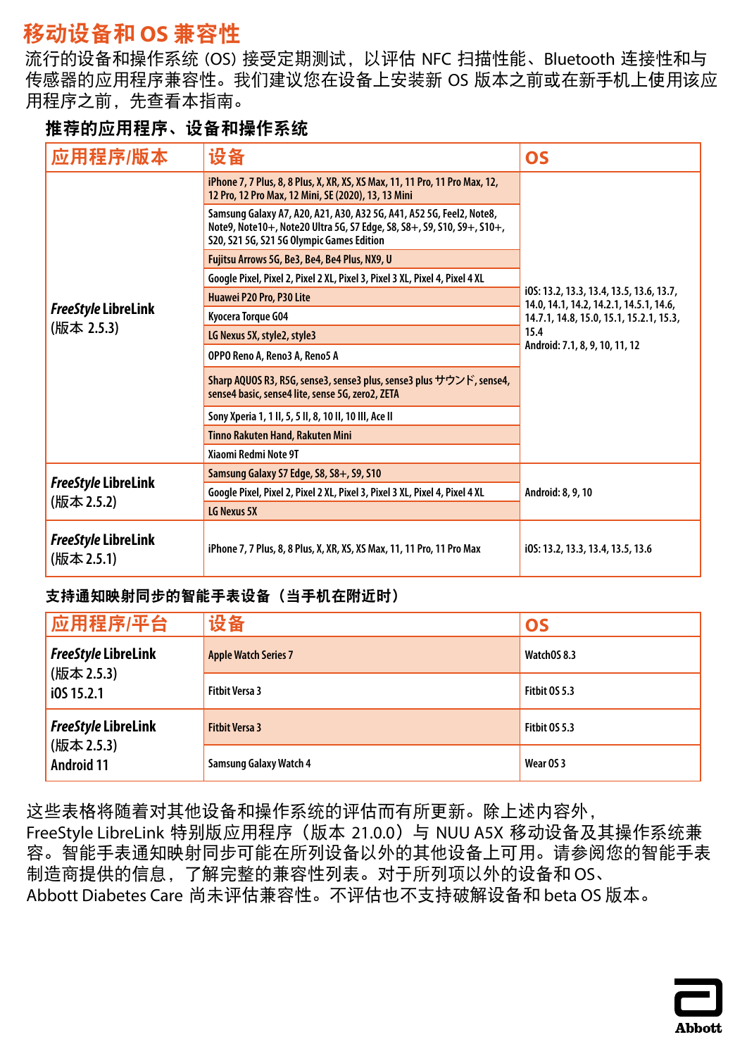# 移动设备和 OS 兼容性

流行的设备和操作系统 (OS) 接受定期测试，以评估 NFC 扫描性能、Bluetooth 连接性和与传感器的应用程序兼容性。我们建议您在设备上安装新 OS 版本之前或在新手机上使用该应用程序之前，先查看本指南。

### 推荐的应用程序、设备和操作系统

| 应用程序/版本 | 设备 | OS |
|---|---|---|
| *FreeStyle* LibreLink (版本 2.5.3) | iPhone 7, 7 Plus, 8, 8 Plus, X, XR, XS, XS Max, 11, 11 Pro, 11 Pro Max, 12, 12 Pro, 12 Pro Max, 12 Mini, SE (2020), 13, 13 Mini | iOS: 13.2, 13.3, 13.4, 13.5, 13.6, 13.7, 14.0, 14.1, 14.2, 14.2.1, 14.5.1, 14.6, 14.7.1, 14.8, 15.0, 15.1, 15.2.1, 15.3, 15.4<br>Android: 7.1, 8, 9, 10, 11, 12 |
| | Samsung Galaxy A7, A20, A21, A30, A32 5G, A41, A52 5G, Feel2, Note8, Note9, Note10+, Note20 Ultra 5G, S7 Edge, S8, S8+, S9, S10, S9+, S10+, S20, S21 5G, S21 5G Olympic Games Edition | |
| | Fujitsu Arrows 5G, Be3, Be4, Be4 Plus, NX9, U | |
| | Google Pixel, Pixel 2, Pixel 2 XL, Pixel 3, Pixel 3 XL, Pixel 4, Pixel 4 XL | |
| | Huawei P20 Pro, P30 Lite | |
| | Kyocera Torque G04 | |
| | LG Nexus 5X, style2, style3 | |
| | OPPO Reno A, Reno3 A, Reno5 A | |
| | Sharp AQUOS R3, R5G, sense3, sense3 plus, sense3 plus サウンド, sense4, sense4 basic, sense4 lite, sense 5G, zero2, ZETA | |
| | Sony Xperia 1, 1 II, 5, 5 II, 8, 10 II, 10 III, Ace II | |
| | Tinno Rakuten Hand, Rakuten Mini | |
| | Xiaomi Redmi Note 9T | |
| *FreeStyle* LibreLink (版本 2.5.2) | Samsung Galaxy S7 Edge, S8, S8+, S9, S10 | Android: 8, 9, 10 |
| | Google Pixel, Pixel 2, Pixel 2 XL, Pixel 3, Pixel 3 XL, Pixel 4, Pixel 4 XL | |
| | LG Nexus 5X | |
| *FreeStyle* LibreLink (版本 2.5.1) | iPhone 7, 7 Plus, 8, 8 Plus, X, XR, XS, XS Max, 11, 11 Pro, 11 Pro Max | iOS: 13.2, 13.3, 13.4, 13.5, 13.6 |

### 支持通知映射同步的智能手表设备（当手机在附近时）

| 应用程序/平台 | 设备 | OS |
|---|---|---|
| *FreeStyle* LibreLink (版本 2.5.3) iOS 15.2.1 | Apple Watch Series 7 | WatchOS 8.3 |
| | Fitbit Versa 3 | Fitbit OS 5.3 |
| *FreeStyle* LibreLink (版本 2.5.3) Android 11 | Fitbit Versa 3 | Fitbit OS 5.3 |
| | Samsung Galaxy Watch 4 | Wear OS 3 |

这些表格将随着对其他设备和操作系统的评估而有所更新。除上述内容外，FreeStyle LibreLink 特别版应用程序（版本 21.0.0）与 NUU A5X 移动设备及其操作系统兼容。智能手表通知映射同步可能在所列设备以外的其他设备上可用。请参阅您的智能手表制造商提供的信息，了解完整的兼容性列表。对于所列项以外的设备和 OS、Abbott Diabetes Care 尚未评估兼容性。不评估也不支持破解设备和 beta OS 版本。

Abbott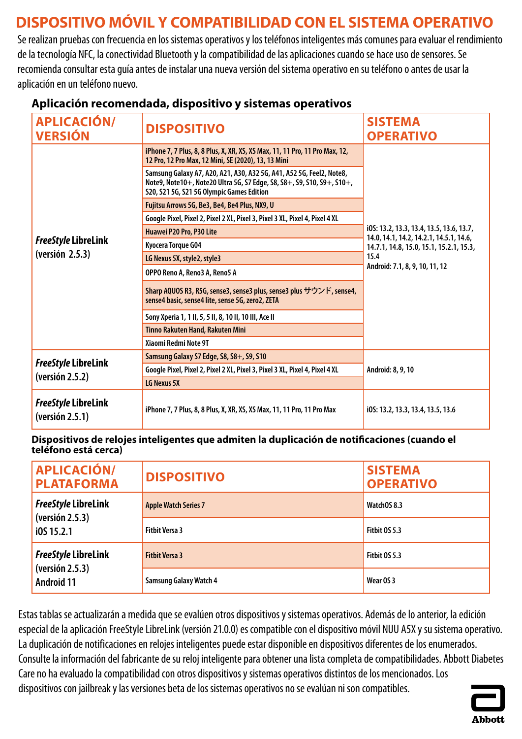# DISPOSITIVO MÓVIL Y COMPATIBILIDAD CON EL SISTEMA OPERATIVO

Se realizan pruebas con frecuencia en los sistemas operativos y los teléfonos inteligentes más comunes para evaluar el rendimiento de la tecnología NFC, la conectividad Bluetooth y la compatibilidad de las aplicaciones cuando se hace uso de sensores. Se recomienda consultar esta guía antes de instalar una nueva versión del sistema operativo en su teléfono o antes de usar la aplicación en un teléfono nuevo.

## Aplicación recomendada, dispositivo y sistemas operativos

| APLICACIÓN/ VERSIÓN | DISPOSITIVO | SISTEMA OPERATIVO |
|---|---|---|
| *FreeStyle* LibreLink (versión 2.5.3) | iPhone 7, 7 Plus, 8, 8 Plus, X, XR, XS, XS Max, 11, 11 Pro, 11 Pro Max, 12, 12 Pro, 12 Pro Max, 12 Mini, SE (2020), 13, 13 Mini | iOS: 13.2, 13.3, 13.4, 13.5, 13.6, 13.7, 14.0, 14.1, 14.2, 14.2.1, 14.5.1, 14.6, 14.7.1, 14.8, 15.0, 15.1, 15.2.1, 15.3, 15.4<br>Android: 7.1, 8, 9, 10, 11, 12 |
| | Samsung Galaxy A7, A20, A21, A30, A32 5G, A41, A52 5G, Feel2, Note8, Note9, Note10+, Note20 Ultra 5G, S7 Edge, S8, S8+, S9, S10, S9+, S10+, S20, S21 5G, S21 5G Olympic Games Edition | |
| | Fujitsu Arrows 5G, Be3, Be4, Be4 Plus, NX9, U | |
| | Google Pixel, Pixel 2, Pixel 2 XL, Pixel 3, Pixel 3 XL, Pixel 4, Pixel 4 XL | |
| | Huawei P20 Pro, P30 Lite | |
| | Kyocera Torque G04 | |
| | LG Nexus 5X, style2, style3 | |
| | OPPO Reno A, Reno3 A, Reno5 A | |
| | Sharp AQUOS R3, R5G, sense3, sense3 plus, sense3 plus サウンド, sense4, sense4 basic, sense4 lite, sense 5G, zero2, ZETA | |
| | Sony Xperia 1, 1 II, 5, 5 II, 8, 10 II, 10 III, Ace II | |
| | Tinno Rakuten Hand, Rakuten Mini | |
| | Xiaomi Redmi Note 9T | |
| *FreeStyle* LibreLink (versión 2.5.2) | Samsung Galaxy S7 Edge, S8, S8+, S9, S10 | Android: 8, 9, 10 |
| | Google Pixel, Pixel 2, Pixel 2 XL, Pixel 3, Pixel 3 XL, Pixel 4, Pixel 4 XL | |
| | LG Nexus 5X | |
| *FreeStyle* LibreLink (versión 2.5.1) | iPhone 7, 7 Plus, 8, 8 Plus, X, XR, XS, XS Max, 11, 11 Pro, 11 Pro Max | iOS: 13.2, 13.3, 13.4, 13.5, 13.6 |

## Dispositivos de relojes inteligentes que admiten la duplicación de notificaciones (cuando el teléfono está cerca)

| APLICACIÓN/ PLATAFORMA | DISPOSITIVO | SISTEMA OPERATIVO |
|---|---|---|
| *FreeStyle* LibreLink (versión 2.5.3) iOS 15.2.1 | Apple Watch Series 7 | WatchOS 8.3 |
| | Fitbit Versa 3 | Fitbit OS 5.3 |
| *FreeStyle* LibreLink (versión 2.5.3) Android 11 | Fitbit Versa 3 | Fitbit OS 5.3 |
| | Samsung Galaxy Watch 4 | Wear OS 3 |

Estas tablas se actualizarán a medida que se evalúen otros dispositivos y sistemas operativos. Además de lo anterior, la edición especial de la aplicación FreeStyle LibreLink (versión 21.0.0) es compatible con el dispositivo móvil NUU A5X y su sistema operativo. La duplicación de notificaciones en relojes inteligentes puede estar disponible en dispositivos diferentes de los enumerados. Consulte la información del fabricante de su reloj inteligente para obtener una lista completa de compatibilidades. Abbott Diabetes Care no ha evaluado la compatibilidad con otros dispositivos y sistemas operativos distintos de los mencionados. Los dispositivos con jailbreak y las versiones beta de los sistemas operativos no se evalúan ni son compatibles.

Abbott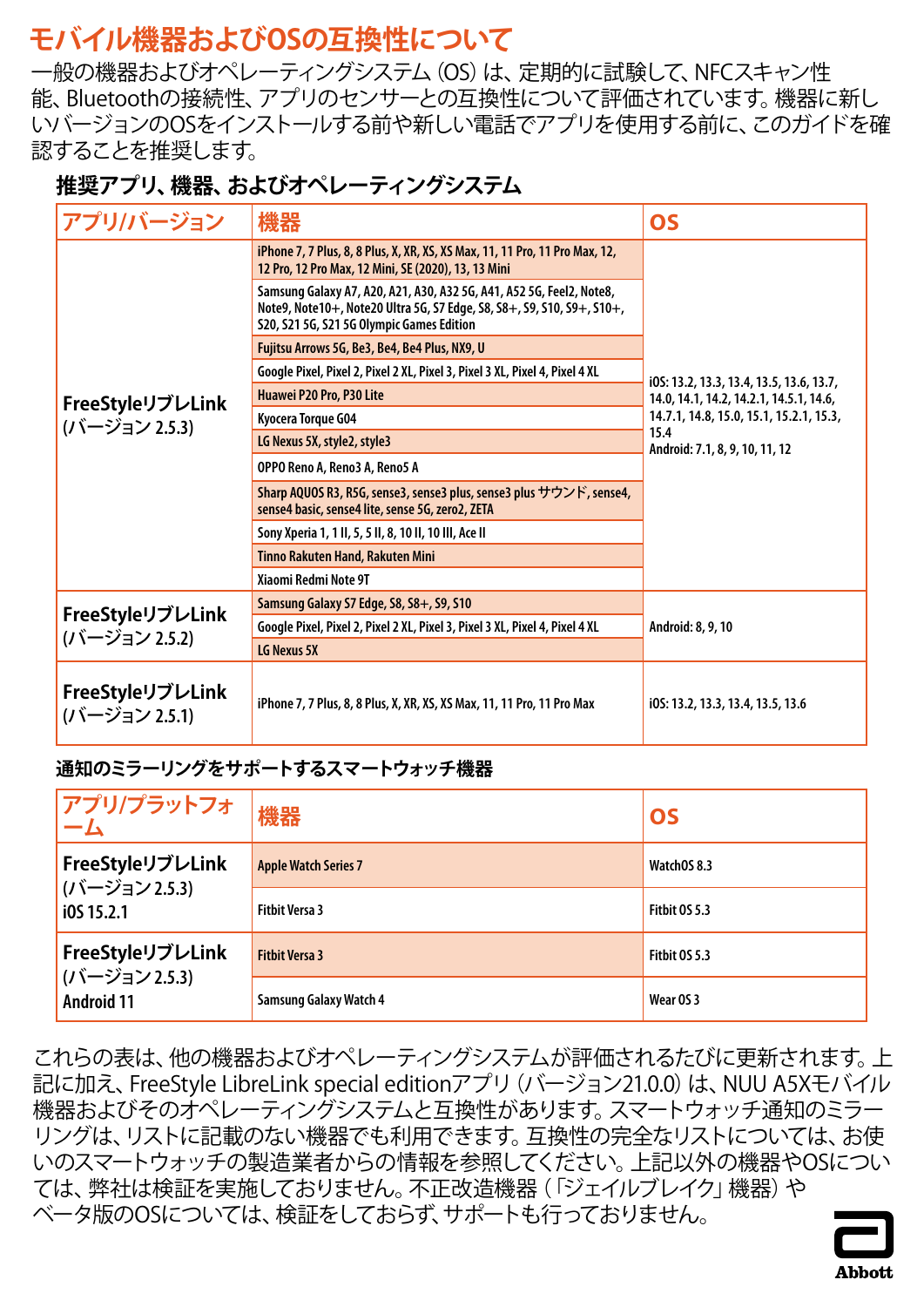# モバイル機器およびOSの互換性について

一般の機器およびオペレーティングシステム（OS）は、定期的に試験して、NFCスキャン性能、Bluetoothの接続性、アプリのセンサーとの互換性について評価されています。機器に新しいバージョンのOSをインストールする前や新しい電話でアプリを使用する前に、このガイドを確認することを推奨します。

### 推奨アプリ、機器、およびオペレーティングシステム

| アプリ/バージョン | 機器 | OS |
|---|---|---|
| FreeStyleリブレLink (バージョン 2.5.3) | iPhone 7, 7 Plus, 8, 8 Plus, X, XR, XS, XS Max, 11, 11 Pro, 11 Pro Max, 12, 12 Pro, 12 Pro Max, 12 Mini, SE (2020), 13, 13 Mini | iOS: 13.2, 13.3, 13.4, 13.5, 13.6, 13.7, 14.0, 14.1, 14.2, 14.2.1, 14.5.1, 14.6, 14.7.1, 14.8, 15.0, 15.1, 15.2.1, 15.3, 15.4<br>Android: 7.1, 8, 9, 10, 11, 12 |
| | Samsung Galaxy A7, A20, A21, A30, A32 5G, A41, A52 5G, Feel2, Note8, Note9, Note10+, Note20 Ultra 5G, S7 Edge, S8, S8+, S9, S10, S9+, S10+, S20, S21 5G, S21 5G Olympic Games Edition | |
| | Fujitsu Arrows 5G, Be3, Be4, Be4 Plus, NX9, U | |
| | Google Pixel, Pixel 2, Pixel 2 XL, Pixel 3, Pixel 3 XL, Pixel 4, Pixel 4 XL | |
| | Huawei P20 Pro, P30 Lite | |
| | Kyocera Torque G04 | |
| | LG Nexus 5X, style2, style3 | |
| | OPPO Reno A, Reno3 A, Reno5 A | |
| | Sharp AQUOS R3, R5G, sense3, sense3 plus, sense3 plus サウンド, sense4, sense4 basic, sense4 lite, sense 5G, zero2, ZETA | |
| | Sony Xperia 1, 1 II, 5, 5 II, 8, 10 II, 10 III, Ace II | |
| | Tinno Rakuten Hand, Rakuten Mini | |
| | Xiaomi Redmi Note 9T | |
| FreeStyleリブレLink (バージョン 2.5.2) | Samsung Galaxy S7 Edge, S8, S8+, S9, S10 | Android: 8, 9, 10 |
| | Google Pixel, Pixel 2, Pixel 2 XL, Pixel 3, Pixel 3 XL, Pixel 4, Pixel 4 XL | |
| | LG Nexus 5X | |
| FreeStyleリブレLink (バージョン 2.5.1) | iPhone 7, 7 Plus, 8, 8 Plus, X, XR, XS, XS Max, 11, 11 Pro, 11 Pro Max | iOS: 13.2, 13.3, 13.4, 13.5, 13.6 |

### 通知のミラーリングをサポートするスマートウォッチ機器

| アプリ/プラットフォーム | 機器 | OS |
|---|---|---|
| FreeStyleリブレLink (バージョン 2.5.3) iOS 15.2.1 | Apple Watch Series 7 | WatchOS 8.3 |
| | Fitbit Versa 3 | Fitbit OS 5.3 |
| FreeStyleリブレLink (バージョン 2.5.3) Android 11 | Fitbit Versa 3 | Fitbit OS 5.3 |
| | Samsung Galaxy Watch 4 | Wear OS 3 |

これらの表は、他の機器およびオペレーティングシステムが評価されるたびに更新されます。上記に加え、FreeStyle LibreLink special editionアプリ（バージョン21.0.0）は、NUU A5Xモバイル機器およびそのオペレーティングシステムと互換性があります。スマートウォッチ通知のミラーリングは、リストに記載のない機器でも利用できます。互換性の完全なリストについては、お使いのスマートウォッチの製造業者からの情報を参照してください。上記以外の機器やOSについては、弊社は検証を実施しておりません。不正改造機器（「ジェイルブレイク」機器）やベータ版のOSについては、検証をしておらず、サポートも行っておりません。

Abbott